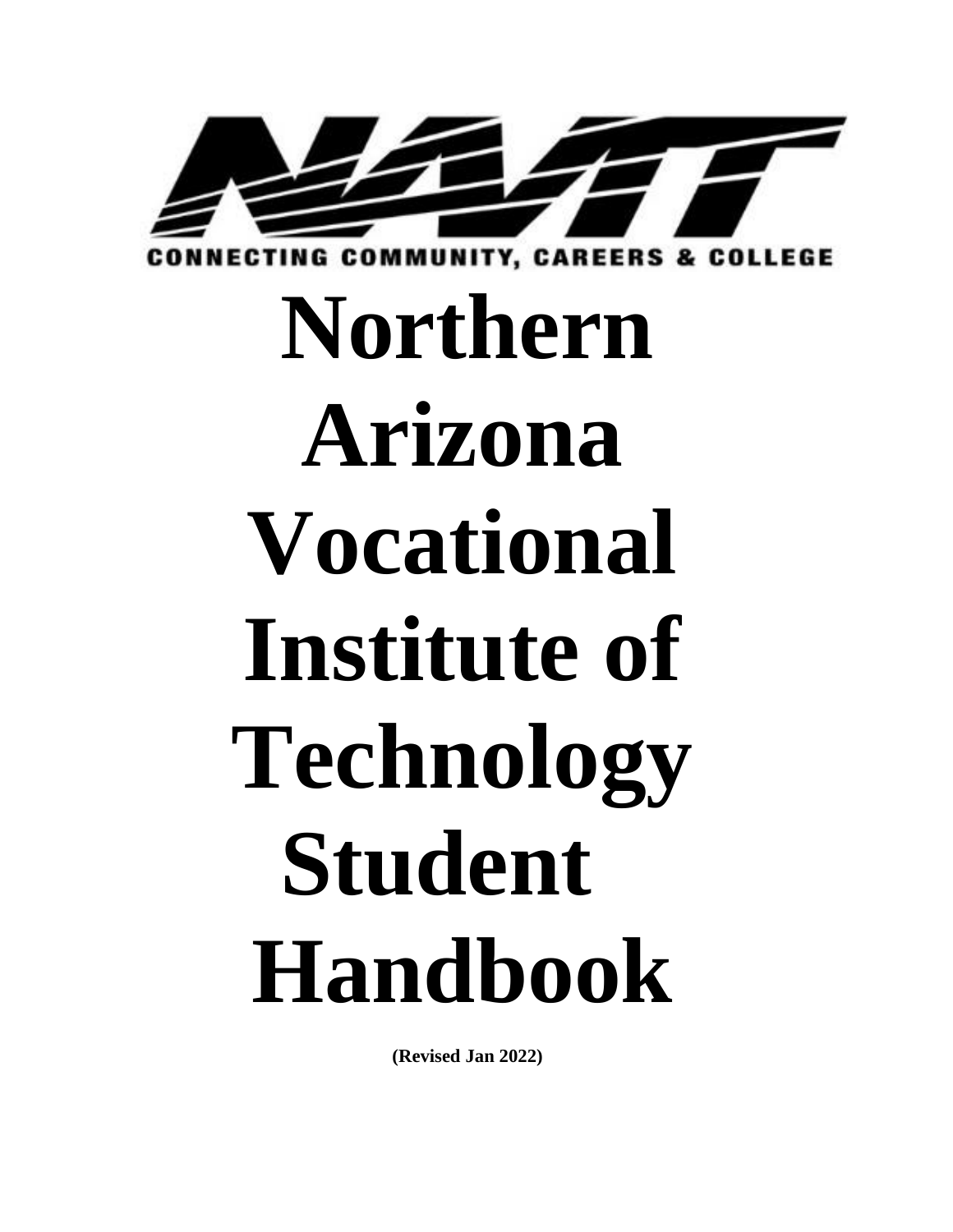NAVIT

CONNECTING COMMUNITY, CAREERS & COLLEGE

# Northern Arizona Vocational Institute of Technology Student Handbook

**(Revised Jan 2022)**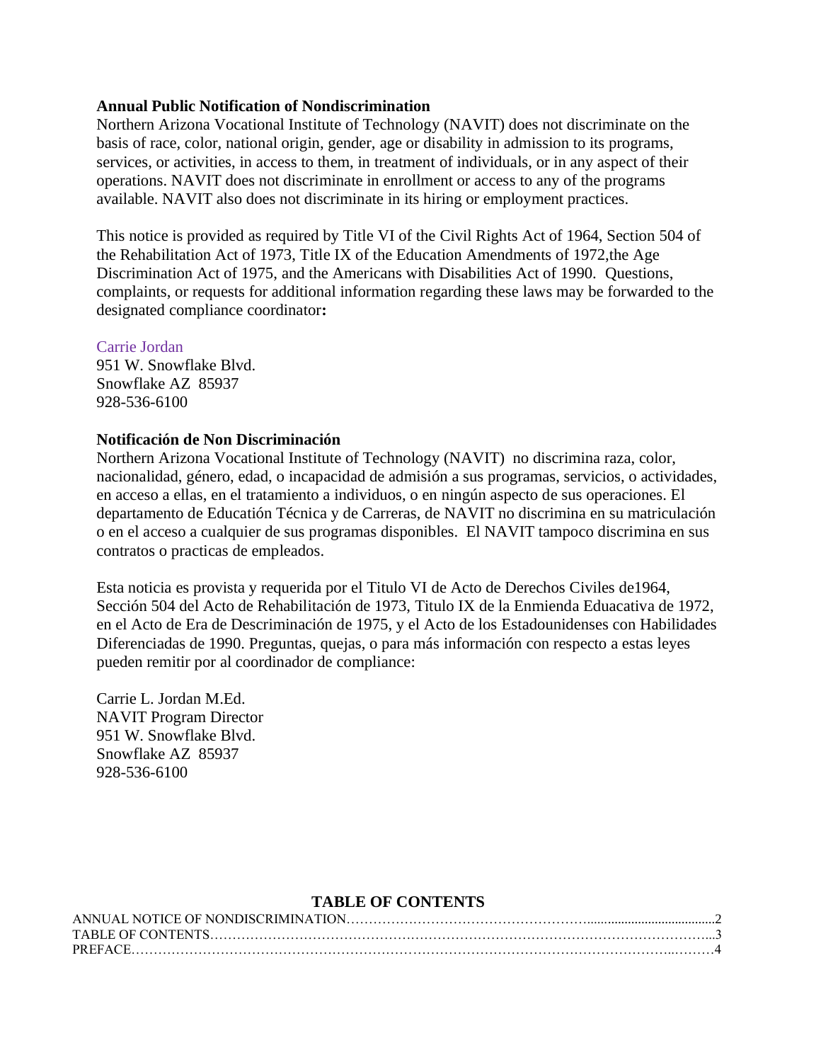**Annual Public Notification of Nondiscrimination**

Northern Arizona Vocational Institute of Technology (NAVIT) does not discriminate on the basis of race, color, national origin, gender, age or disability in admission to its programs, services, or activities, in access to them, in treatment of individuals, or in any aspect of their operations. NAVIT does not discriminate in enrollment or access to any of the programs available. NAVIT also does not discriminate in its hiring or employment practices.

This notice is provided as required by Title VI of the Civil Rights Act of 1964, Section 504 of the Rehabilitation Act of 1973, Title IX of the Education Amendments of 1972,the Age Discrimination Act of 1975, and the Americans with Disabilities Act of 1990. Questions, complaints, or requests for additional information regarding these laws may be forwarded to the designated compliance coordinator**:**

Carrie Jordan
951 W. Snowflake Blvd.
Snowflake AZ 85937
928-536-6100

**Notificación de Non Discriminación**

Northern Arizona Vocational Institute of Technology (NAVIT) no discrimina raza, color, nacionalidad, género, edad, o incapacidad de admisión a sus programas, servicios, o actividades, en acceso a ellas, en el tratamiento a individuos, o en ningún aspecto de sus operaciones. El departamento de Educatión Técnica y de Carreras, de NAVIT no discrimina en su matriculación o en el acceso a cualquier de sus programas disponibles. El NAVIT tampoco discrimina en sus contratos o practicas de empleados.

Esta noticia es provista y requerida por el Titulo VI de Acto de Derechos Civiles de1964, Sección 504 del Acto de Rehabilitación de 1973, Titulo IX de la Enmienda Eduacativa de 1972, en el Acto de Era de Descriminación de 1975, y el Acto de los Estadounidenses con Habilidades Diferenciadas de 1990. Preguntas, quejas, o para más información con respecto a estas leyes pueden remitir por al coordinador de compliance:

Carrie L. Jordan M.Ed.
NAVIT Program Director
951 W. Snowflake Blvd.
Snowflake AZ 85937
928-536-6100

**TABLE OF CONTENTS**

ANNUAL NOTICE OF NONDISCRIMINATION……………………………………………......................................2
TABLE OF CONTENTS……….……………………………………………………………………………………...3
PREFACE……………………………………………………………………………………………………..………4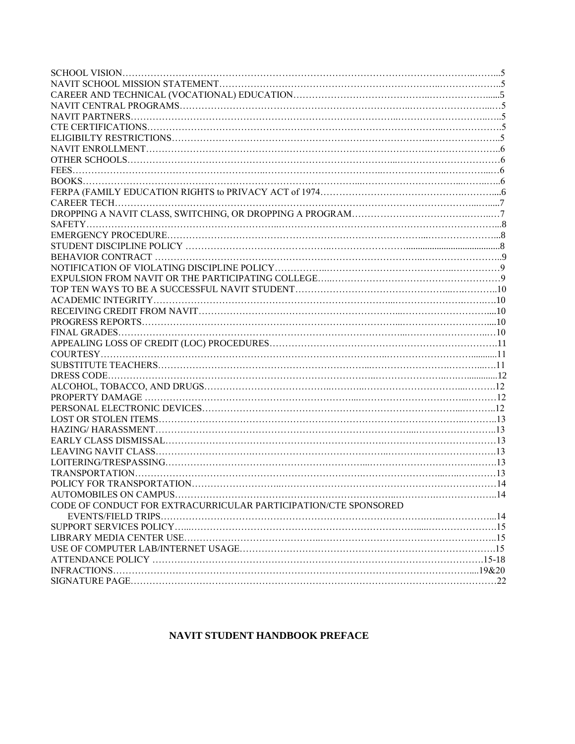SCHOOL VISION……………………………………………………………………………………………………..……...5
NAVIT SCHOOL MISSION STATEMENT………………………………………………………………..……………….5
CAREER AND TECHNICAL (VOCATIONAL) EDUCATION……………………………….……………….......5
NAVIT CENTRAL PROGRAMS………………………………………………………………..……………………...…5
NAVIT PARTNERS……………………………………………………………………………..…………………….…..5
CTE CERTIFICATIONS………………………………………………………………………………..……………….5
ELIGIBILTY RESTRICTIONS……………………………………………………………………..…………………..5
NAVIT ENROLLMENT……………………………………………………………………………….…………………..6
OTHER SCHOOLS…………………………………………………………………………...……………………………6
FEES……………………………………………………..………………………………….………….…..………...…6
BOOKS……………………………………………………………………………………………………….....……..…6
FERPA (FAMILY EDUCATION RIGHTS to PRIVACY ACT of 1974…………………………………….……....6
CAREER TECH…………………………………………………………………………………………………..…......7
DROPPING A NAVIT CLASS, SWITCHING, OR DROPPING A PROGRAM……………………………….…...…7
SAFETY………………………………………………..………………………………………………………………...8
EMERGENCY PROCEDURE…………………………………………………………………...…………………...8
STUDENT DISCIPLINE POLICY ……………………………………..……………………........................................8
BEHAVIOR CONTRACT ………………………………………………………………………..……………………..9
NOTIFICATION OF VIOLATING DISCIPLINE POLICY……………..………………………………..……………9
EXPULSION FROM NAVIT OR THE PARTICIPATING COLLEGE…..……………………………………………9
TOP TEN WAYS TO BE A SUCCESSFUL NAVIT STUDENT…………………………………………...….………..10
ACADEMIC INTEGRITY…………………………………………………………………...……………….……….10
RECEIVING CREDIT FROM NAVIT……………………………………………………...………………………....10
PROGRESS REPORTS…………………………………………………………………………...………………….....10
FINAL GRADES………………………………………………………………………………...…………………..…10
APPEALING LOSS OF CREDIT (LOC) PROCEDURES……………………………………………………………….11
COURTESY……………………………………………………………………………..………………………..........11
SUBSTITUTE TEACHERS……………………………………………………………...…………………….……...…11
DRESS CODE……………………………………………………………………………...………………...….............12
ALCOHOL, TOBACCO, AND DRUGS……………………………….……..………………………...……….12
PROPERTY DAMAGE …………………………………………………………...……………………………...………12
PERSONAL ELECTRONIC DEVICES………………………………………………………………………...………..12
LOST OR STOLEN ITEMS………………………………………………………………………………………..……..13
HAZING/ HARASSMENT…………………………………………………………………...……………………...13
EARLY CLASS DISMISSAL……………………………………………………………….……………………………13
LEAVING NAVIT CLASS…………………………….………………………………………...……….………………13
LOITERING/TRESPASSING…………………………………………………………...……………………….…….13
TRANSPORTATION………………………………………………………….……………………...….…………13
POLICY FOR TRANSPORTATION……………………..………………………………………………………………14
AUTOMOBILES ON CAMPUS…………………………………………………………..……………….……………..14
CODE OF CONDUCT FOR EXTRACURRICULAR PARTICIPATION/CTE SPONSORED
EVENTS/FIELD TRIPS……………………………………………………………………………….....……………...14
SUPPORT SERVICES POLICY…...…………………………………………………………………....……………………15
LIBRARY MEDIA CENTER USE……………………………………..…………………………………………….…...15
USE OF COMPUTER LAB/INTERNET USAGE…………………………………………………………………….…15
ATTENDANCE POLICY ………………………………………………………………………………………….15-18
INFRACTIONS……………………………………………………………………………………………………...19&20
SIGNATURE PAGE………………………………………………………………………………………………………22

# NAVIT STUDENT HANDBOOK PREFACE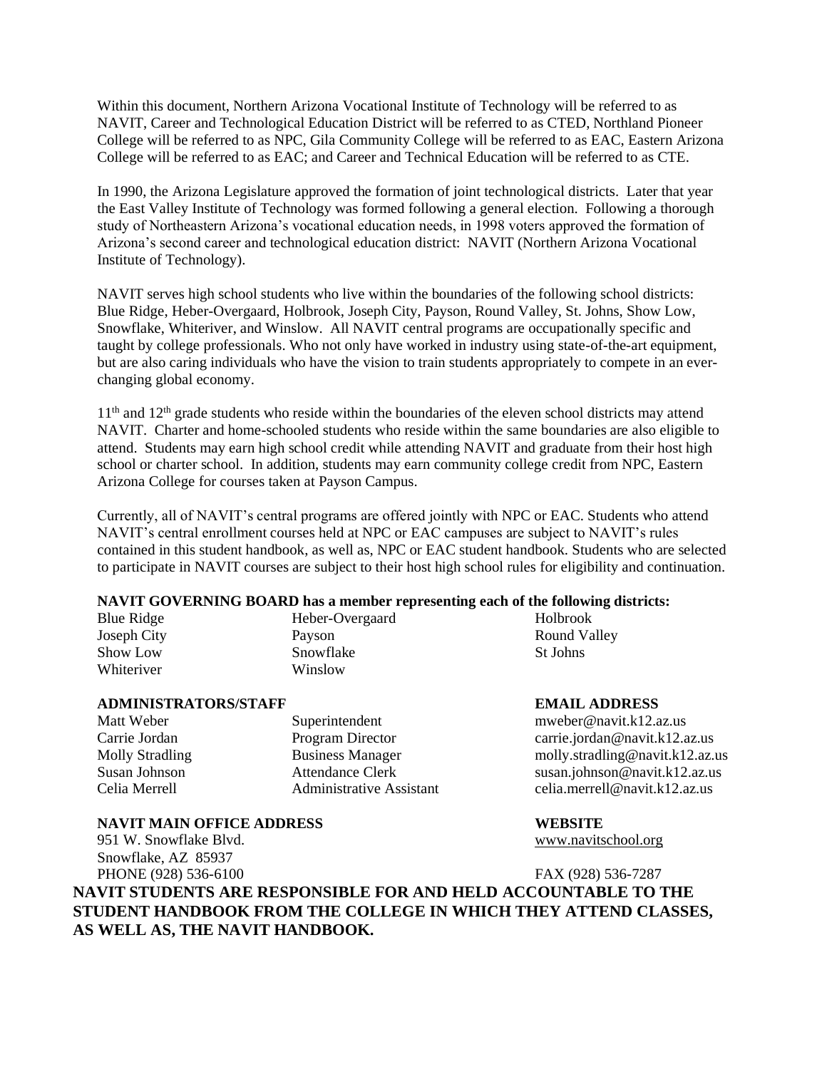Within this document, Northern Arizona Vocational Institute of Technology will be referred to as NAVIT, Career and Technological Education District will be referred to as CTED, Northland Pioneer College will be referred to as NPC, Gila Community College will be referred to as EAC, Eastern Arizona College will be referred to as EAC; and Career and Technical Education will be referred to as CTE.

In 1990, the Arizona Legislature approved the formation of joint technological districts. Later that year the East Valley Institute of Technology was formed following a general election. Following a thorough study of Northeastern Arizona's vocational education needs, in 1998 voters approved the formation of Arizona's second career and technological education district: NAVIT (Northern Arizona Vocational Institute of Technology).

NAVIT serves high school students who live within the boundaries of the following school districts: Blue Ridge, Heber-Overgaard, Holbrook, Joseph City, Payson, Round Valley, St. Johns, Show Low, Snowflake, Whiteriver, and Winslow. All NAVIT central programs are occupationally specific and taught by college professionals. Who not only have worked in industry using state-of-the-art equipment, but are also caring individuals who have the vision to train students appropriately to compete in an ever-changing global economy.

11th and 12th grade students who reside within the boundaries of the eleven school districts may attend NAVIT. Charter and home-schooled students who reside within the same boundaries are also eligible to attend. Students may earn high school credit while attending NAVIT and graduate from their host high school or charter school. In addition, students may earn community college credit from NPC, Eastern Arizona College for courses taken at Payson Campus.

Currently, all of NAVIT's central programs are offered jointly with NPC or EAC. Students who attend NAVIT's central enrollment courses held at NPC or EAC campuses are subject to NAVIT's rules contained in this student handbook, as well as, NPC or EAC student handbook. Students who are selected to participate in NAVIT courses are subject to their host high school rules for eligibility and continuation.

**NAVIT GOVERNING BOARD has a member representing each of the following districts:**

| | | |
|---|---|---|
| Blue Ridge | Heber-Overgaard | Holbrook |
| Joseph City | Payson | Round Valley |
| Show Low | Snowflake | St Johns |
| Whiteriver | Winslow | |

| **ADMINISTRATORS/STAFF** | | **EMAIL ADDRESS** |
|---|---|---|
| Matt Weber | Superintendent | mweber@navit.k12.az.us |
| Carrie Jordan | Program Director | carrie.jordan@navit.k12.az.us |
| Molly Stradling | Business Manager | molly.stradling@navit.k12.az.us |
| Susan Johnson | Attendance Clerk | susan.johnson@navit.k12.az.us |
| Celia Merrell | Administrative Assistant | celia.merrell@navit.k12.az.us |

**NAVIT MAIN OFFICE ADDRESS**
951 W. Snowflake Blvd.
Snowflake, AZ 85937
PHONE (928) 536-6100

**WEBSITE**
www.navitschool.org
FAX (928) 536-7287

**NAVIT STUDENTS ARE RESPONSIBLE FOR AND HELD ACCOUNTABLE TO THE STUDENT HANDBOOK FROM THE COLLEGE IN WHICH THEY ATTEND CLASSES, AS WELL AS, THE NAVIT HANDBOOK.**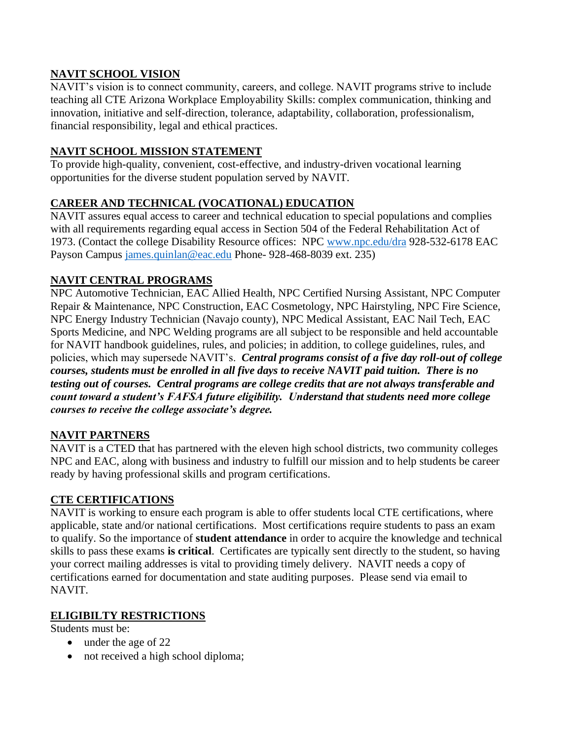## NAVIT SCHOOL VISION

NAVIT's vision is to connect community, careers, and college. NAVIT programs strive to include teaching all CTE Arizona Workplace Employability Skills: complex communication, thinking and innovation, initiative and self-direction, tolerance, adaptability, collaboration, professionalism, financial responsibility, legal and ethical practices.

## NAVIT SCHOOL MISSION STATEMENT

To provide high-quality, convenient, cost-effective, and industry-driven vocational learning opportunities for the diverse student population served by NAVIT.

## CAREER AND TECHNICAL (VOCATIONAL) EDUCATION

NAVIT assures equal access to career and technical education to special populations and complies with all requirements regarding equal access in Section 504 of the Federal Rehabilitation Act of 1973. (Contact the college Disability Resource offices: NPC [www.npc.edu/dra](www.npc.edu/dra) 928-532-6178 EAC Payson Campus [james.quinlan@eac.edu](mailto:james.quinlan@eac.edu) Phone- 928-468-8039 ext. 235)

## NAVIT CENTRAL PROGRAMS

NPC Automotive Technician, EAC Allied Health, NPC Certified Nursing Assistant, NPC Computer Repair & Maintenance, NPC Construction, EAC Cosmetology, NPC Hairstyling, NPC Fire Science, NPC Energy Industry Technician (Navajo county), NPC Medical Assistant, EAC Nail Tech, EAC Sports Medicine, and NPC Welding programs are all subject to be responsible and held accountable for NAVIT handbook guidelines, rules, and policies; in addition, to college guidelines, rules, and policies, which may supersede NAVIT's. ***Central programs consist of a five day roll-out of college courses, students must be enrolled in all five days to receive NAVIT paid tuition. There is no testing out of courses. Central programs are college credits that are not always transferable and count toward a student's FAFSA future eligibility. Understand that students need more college courses to receive the college associate's degree.***

## NAVIT PARTNERS

NAVIT is a CTED that has partnered with the eleven high school districts, two community colleges NPC and EAC, along with business and industry to fulfill our mission and to help students be career ready by having professional skills and program certifications.

## CTE CERTIFICATIONS

NAVIT is working to ensure each program is able to offer students local CTE certifications, where applicable, state and/or national certifications. Most certifications require students to pass an exam to qualify. So the importance of **student attendance** in order to acquire the knowledge and technical skills to pass these exams **is critical**. Certificates are typically sent directly to the student, so having your correct mailing addresses is vital to providing timely delivery. NAVIT needs a copy of certifications earned for documentation and state auditing purposes. Please send via email to NAVIT.

## ELIGIBILTY RESTRICTIONS

Students must be:

- under the age of 22
- not received a high school diploma;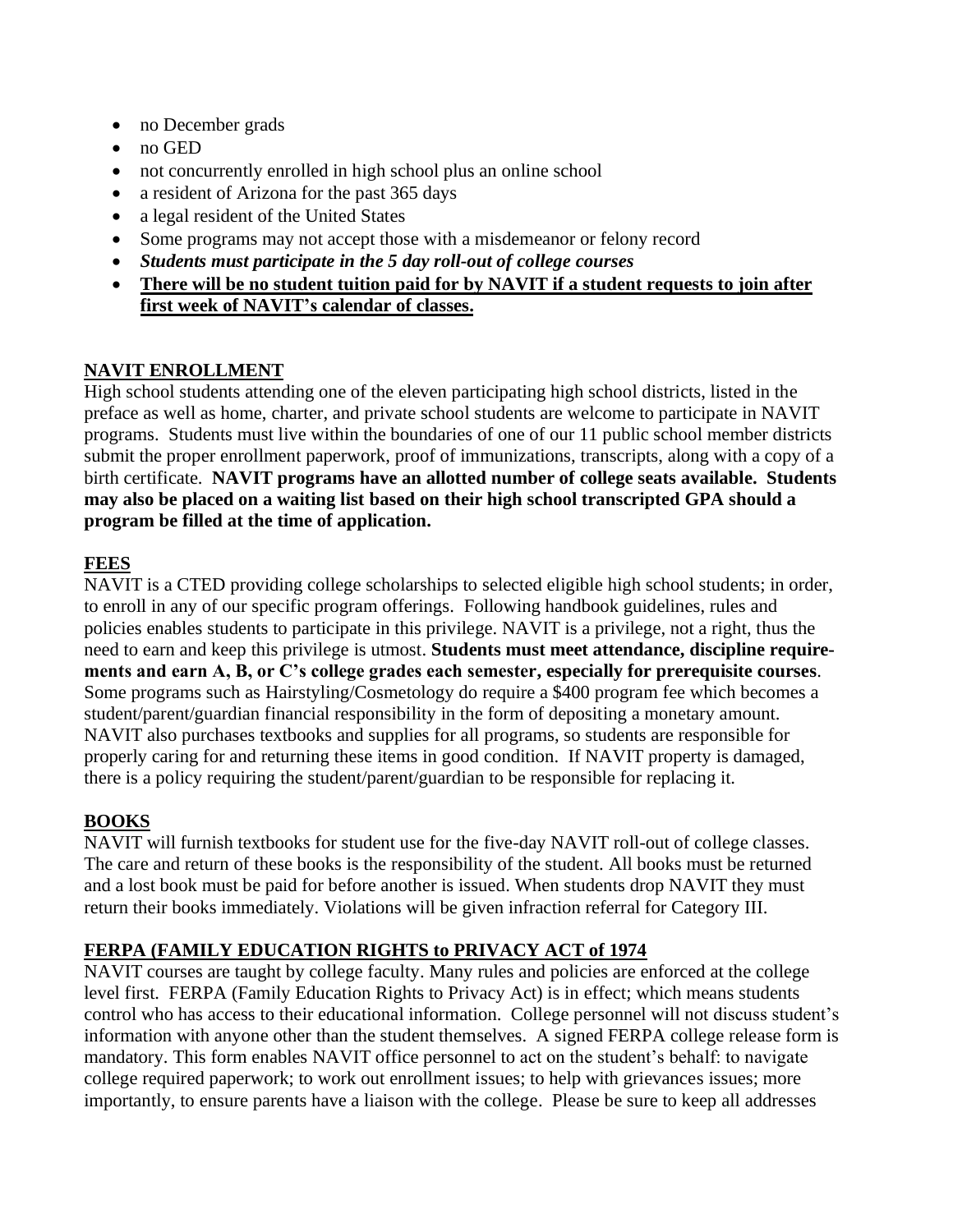- no December grads
- no GED
- not concurrently enrolled in high school plus an online school
- a resident of Arizona for the past 365 days
- a legal resident of the United States
- Some programs may not accept those with a misdemeanor or felony record
- ***Students must participate in the 5 day roll-out of college courses***
- **<u>There will be no student tuition paid for by NAVIT if a student requests to join after first week of NAVIT's calendar of classes.</u>**

## NAVIT ENROLLMENT

High school students attending one of the eleven participating high school districts, listed in the preface as well as home, charter, and private school students are welcome to participate in NAVIT programs. Students must live within the boundaries of one of our 11 public school member districts submit the proper enrollment paperwork, proof of immunizations, transcripts, along with a copy of a birth certificate. **NAVIT programs have an allotted number of college seats available. Students may also be placed on a waiting list based on their high school transcripted GPA should a program be filled at the time of application.**

## FEES

NAVIT is a CTED providing college scholarships to selected eligible high school students; in order, to enroll in any of our specific program offerings. Following handbook guidelines, rules and policies enables students to participate in this privilege. NAVIT is a privilege, not a right, thus the need to earn and keep this privilege is utmost. **Students must meet attendance, discipline requirements and earn A, B, or C's college grades each semester, especially for prerequisite courses**. Some programs such as Hairstyling/Cosmetology do require a $400 program fee which becomes a student/parent/guardian financial responsibility in the form of depositing a monetary amount. NAVIT also purchases textbooks and supplies for all programs, so students are responsible for properly caring for and returning these items in good condition. If NAVIT property is damaged, there is a policy requiring the student/parent/guardian to be responsible for replacing it.

## BOOKS

NAVIT will furnish textbooks for student use for the five-day NAVIT roll-out of college classes. The care and return of these books is the responsibility of the student. All books must be returned and a lost book must be paid for before another is issued. When students drop NAVIT they must return their books immediately. Violations will be given infraction referral for Category III.

## FERPA (FAMILY EDUCATION RIGHTS to PRIVACY ACT of 1974

NAVIT courses are taught by college faculty. Many rules and policies are enforced at the college level first. FERPA (Family Education Rights to Privacy Act) is in effect; which means students control who has access to their educational information. College personnel will not discuss student's information with anyone other than the student themselves. A signed FERPA college release form is mandatory. This form enables NAVIT office personnel to act on the student's behalf: to navigate college required paperwork; to work out enrollment issues; to help with grievances issues; more importantly, to ensure parents have a liaison with the college. Please be sure to keep all addresses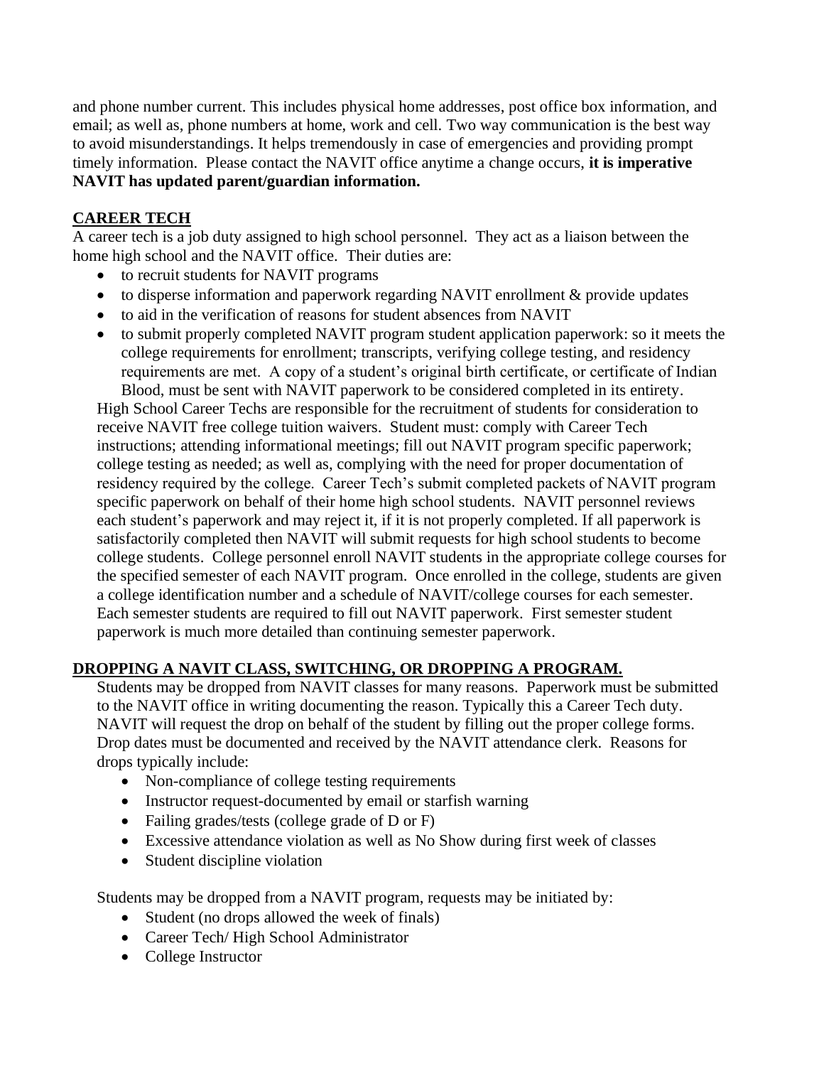and phone number current. This includes physical home addresses, post office box information, and email; as well as, phone numbers at home, work and cell. Two way communication is the best way to avoid misunderstandings. It helps tremendously in case of emergencies and providing prompt timely information. Please contact the NAVIT office anytime a change occurs, **it is imperative NAVIT has updated parent/guardian information.**

## CAREER TECH

A career tech is a job duty assigned to high school personnel. They act as a liaison between the home high school and the NAVIT office. Their duties are:

- to recruit students for NAVIT programs
- to disperse information and paperwork regarding NAVIT enrollment & provide updates
- to aid in the verification of reasons for student absences from NAVIT
- to submit properly completed NAVIT program student application paperwork: so it meets the college requirements for enrollment; transcripts, verifying college testing, and residency requirements are met. A copy of a student's original birth certificate, or certificate of Indian Blood, must be sent with NAVIT paperwork to be considered completed in its entirety.

High School Career Techs are responsible for the recruitment of students for consideration to receive NAVIT free college tuition waivers. Student must: comply with Career Tech instructions; attending informational meetings; fill out NAVIT program specific paperwork; college testing as needed; as well as, complying with the need for proper documentation of residency required by the college. Career Tech's submit completed packets of NAVIT program specific paperwork on behalf of their home high school students. NAVIT personnel reviews each student's paperwork and may reject it, if it is not properly completed. If all paperwork is satisfactorily completed then NAVIT will submit requests for high school students to become college students. College personnel enroll NAVIT students in the appropriate college courses for the specified semester of each NAVIT program. Once enrolled in the college, students are given a college identification number and a schedule of NAVIT/college courses for each semester. Each semester students are required to fill out NAVIT paperwork. First semester student paperwork is much more detailed than continuing semester paperwork.

## DROPPING A NAVIT CLASS, SWITCHING, OR DROPPING A PROGRAM.

Students may be dropped from NAVIT classes for many reasons. Paperwork must be submitted to the NAVIT office in writing documenting the reason. Typically this a Career Tech duty. NAVIT will request the drop on behalf of the student by filling out the proper college forms. Drop dates must be documented and received by the NAVIT attendance clerk. Reasons for drops typically include:

- Non-compliance of college testing requirements
- Instructor request-documented by email or starfish warning
- Failing grades/tests (college grade of D or F)
- Excessive attendance violation as well as No Show during first week of classes
- Student discipline violation

Students may be dropped from a NAVIT program, requests may be initiated by:

- Student (no drops allowed the week of finals)
- Career Tech/ High School Administrator
- College Instructor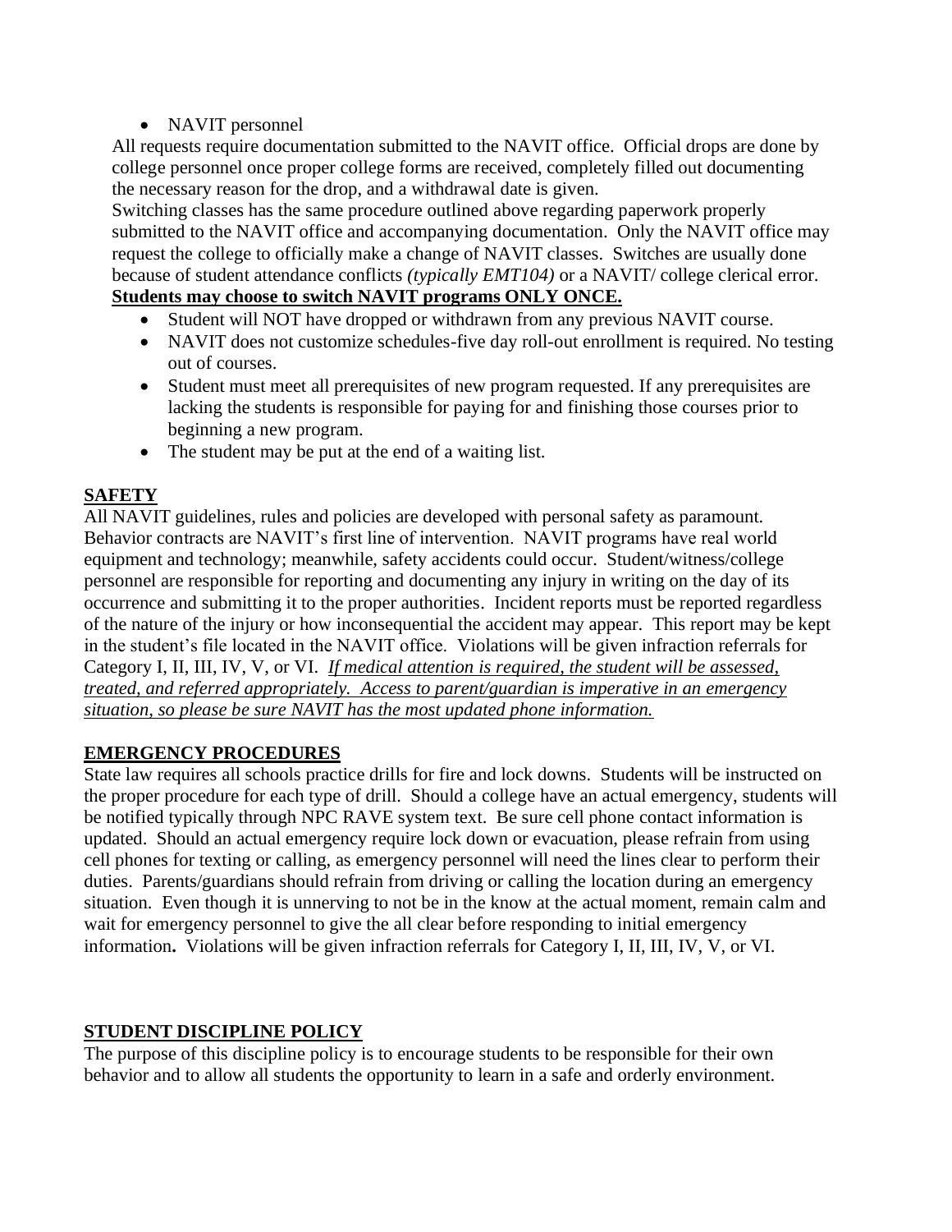- NAVIT personnel

All requests require documentation submitted to the NAVIT office. Official drops are done by college personnel once proper college forms are received, completely filled out documenting the necessary reason for the drop, and a withdrawal date is given.

Switching classes has the same procedure outlined above regarding paperwork properly submitted to the NAVIT office and accompanying documentation. Only the NAVIT office may request the college to officially make a change of NAVIT classes. Switches are usually done because of student attendance conflicts *(typically EMT104)* or a NAVIT/ college clerical error.

**Students may choose to switch NAVIT programs ONLY ONCE.**

- Student will NOT have dropped or withdrawn from any previous NAVIT course.
- NAVIT does not customize schedules-five day roll-out enrollment is required. No testing out of courses.
- Student must meet all prerequisites of new program requested. If any prerequisites are lacking the students is responsible for paying for and finishing those courses prior to beginning a new program.
- The student may be put at the end of a waiting list.

## SAFETY

All NAVIT guidelines, rules and policies are developed with personal safety as paramount. Behavior contracts are NAVIT's first line of intervention. NAVIT programs have real world equipment and technology; meanwhile, safety accidents could occur. Student/witness/college personnel are responsible for reporting and documenting any injury in writing on the day of its occurrence and submitting it to the proper authorities. Incident reports must be reported regardless of the nature of the injury or how inconsequential the accident may appear. This report may be kept in the student's file located in the NAVIT office. Violations will be given infraction referrals for Category I, II, III, IV, V, or VI. *If medical attention is required, the student will be assessed, treated, and referred appropriately. Access to parent/guardian is imperative in an emergency situation, so please be sure NAVIT has the most updated phone information.*

## EMERGENCY PROCEDURES

State law requires all schools practice drills for fire and lock downs. Students will be instructed on the proper procedure for each type of drill. Should a college have an actual emergency, students will be notified typically through NPC RAVE system text. Be sure cell phone contact information is updated. Should an actual emergency require lock down or evacuation, please refrain from using cell phones for texting or calling, as emergency personnel will need the lines clear to perform their duties. Parents/guardians should refrain from driving or calling the location during an emergency situation. Even though it is unnerving to not be in the know at the actual moment, remain calm and wait for emergency personnel to give the all clear before responding to initial emergency information**.** Violations will be given infraction referrals for Category I, II, III, IV, V, or VI.

## STUDENT DISCIPLINE POLICY

The purpose of this discipline policy is to encourage students to be responsible for their own behavior and to allow all students the opportunity to learn in a safe and orderly environment.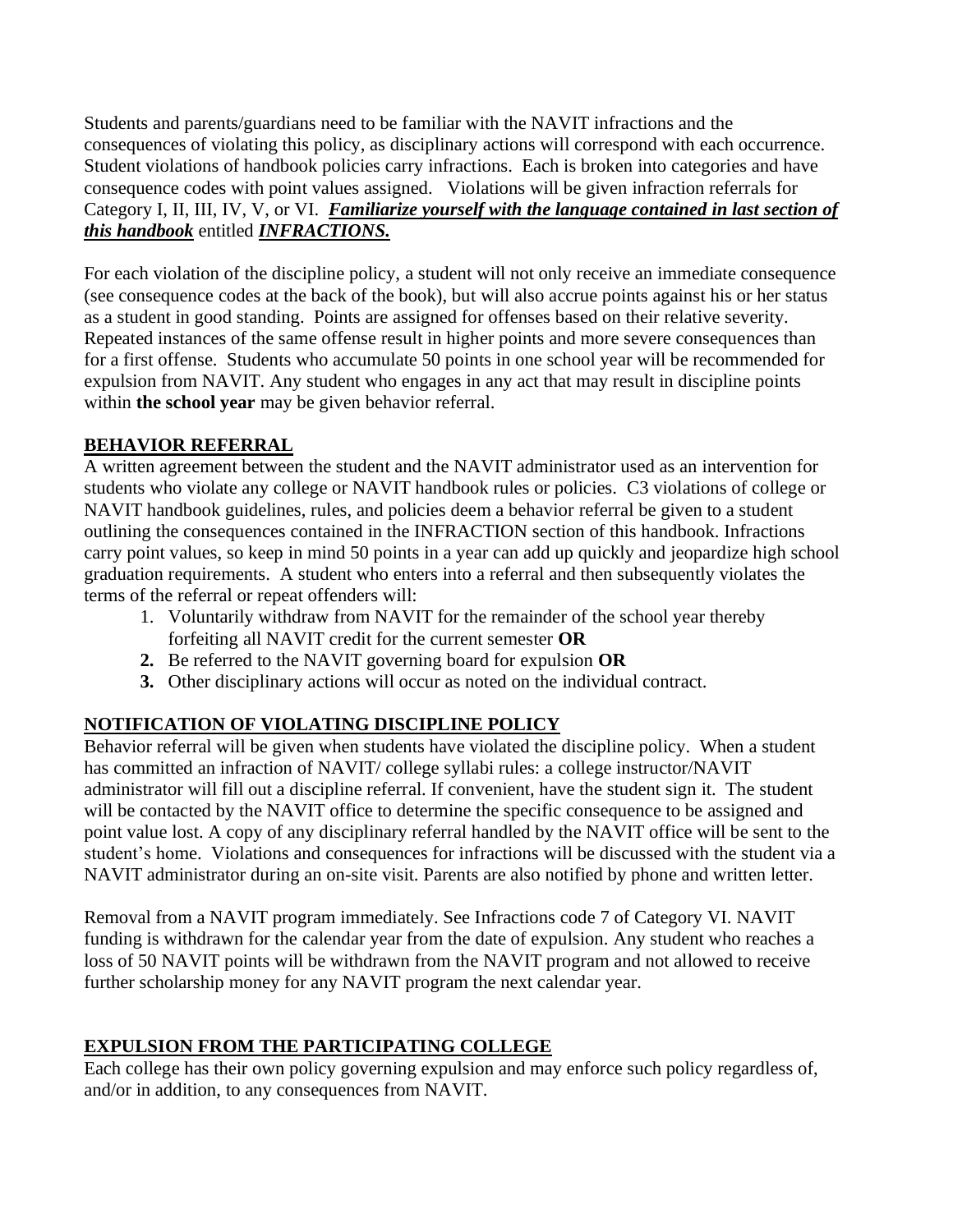Students and parents/guardians need to be familiar with the NAVIT infractions and the consequences of violating this policy, as disciplinary actions will correspond with each occurrence. Student violations of handbook policies carry infractions. Each is broken into categories and have consequence codes with point values assigned. Violations will be given infraction referrals for Category I, II, III, IV, V, or VI. ***Familiarize yourself with the language contained in last section of this handbook*** entitled ***INFRACTIONS.***

For each violation of the discipline policy, a student will not only receive an immediate consequence (see consequence codes at the back of the book), but will also accrue points against his or her status as a student in good standing. Points are assigned for offenses based on their relative severity. Repeated instances of the same offense result in higher points and more severe consequences than for a first offense. Students who accumulate 50 points in one school year will be recommended for expulsion from NAVIT. Any student who engages in any act that may result in discipline points within **the school year** may be given behavior referral.

## BEHAVIOR REFERRAL

A written agreement between the student and the NAVIT administrator used as an intervention for students who violate any college or NAVIT handbook rules or policies. C3 violations of college or NAVIT handbook guidelines, rules, and policies deem a behavior referral be given to a student outlining the consequences contained in the INFRACTION section of this handbook. Infractions carry point values, so keep in mind 50 points in a year can add up quickly and jeopardize high school graduation requirements. A student who enters into a referral and then subsequently violates the terms of the referral or repeat offenders will:

1. Voluntarily withdraw from NAVIT for the remainder of the school year thereby forfeiting all NAVIT credit for the current semester **OR**
2. Be referred to the NAVIT governing board for expulsion **OR**
3. Other disciplinary actions will occur as noted on the individual contract.

## NOTIFICATION OF VIOLATING DISCIPLINE POLICY

Behavior referral will be given when students have violated the discipline policy. When a student has committed an infraction of NAVIT/ college syllabi rules: a college instructor/NAVIT administrator will fill out a discipline referral. If convenient, have the student sign it. The student will be contacted by the NAVIT office to determine the specific consequence to be assigned and point value lost. A copy of any disciplinary referral handled by the NAVIT office will be sent to the student's home. Violations and consequences for infractions will be discussed with the student via a NAVIT administrator during an on-site visit. Parents are also notified by phone and written letter.

Removal from a NAVIT program immediately. See Infractions code 7 of Category VI. NAVIT funding is withdrawn for the calendar year from the date of expulsion. Any student who reaches a loss of 50 NAVIT points will be withdrawn from the NAVIT program and not allowed to receive further scholarship money for any NAVIT program the next calendar year.

## EXPULSION FROM THE PARTICIPATING COLLEGE

Each college has their own policy governing expulsion and may enforce such policy regardless of, and/or in addition, to any consequences from NAVIT.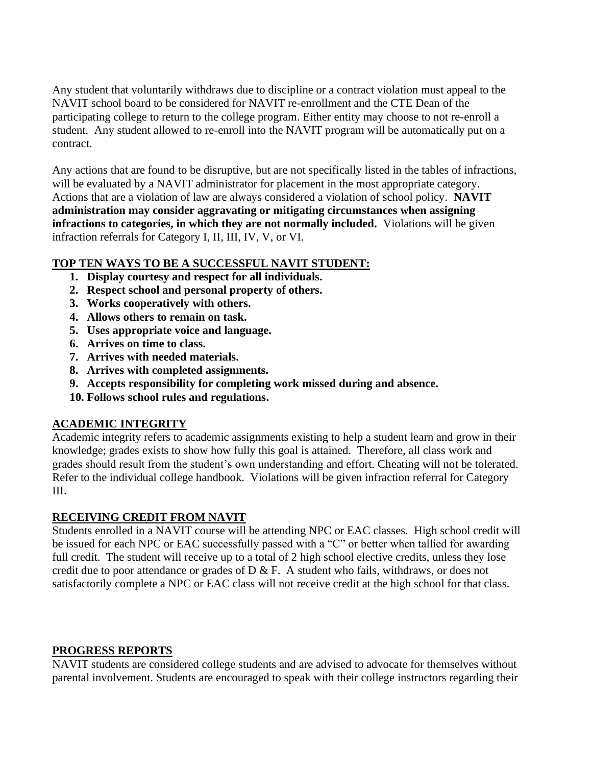Any student that voluntarily withdraws due to discipline or a contract violation must appeal to the NAVIT school board to be considered for NAVIT re-enrollment and the CTE Dean of the participating college to return to the college program. Either entity may choose to not re-enroll a student. Any student allowed to re-enroll into the NAVIT program will be automatically put on a contract.

Any actions that are found to be disruptive, but are not specifically listed in the tables of infractions, will be evaluated by a NAVIT administrator for placement in the most appropriate category. Actions that are a violation of law are always considered a violation of school policy. **NAVIT administration may consider aggravating or mitigating circumstances when assigning infractions to categories, in which they are not normally included.** Violations will be given infraction referrals for Category I, II, III, IV, V, or VI.

## TOP TEN WAYS TO BE A SUCCESSFUL NAVIT STUDENT:

1. **Display courtesy and respect for all individuals.**
2. **Respect school and personal property of others.**
3. **Works cooperatively with others.**
4. **Allows others to remain on task.**
5. **Uses appropriate voice and language.**
6. **Arrives on time to class.**
7. **Arrives with needed materials.**
8. **Arrives with completed assignments.**
9. **Accepts responsibility for completing work missed during and absence.**
10. **Follows school rules and regulations.**

## ACADEMIC INTEGRITY

Academic integrity refers to academic assignments existing to help a student learn and grow in their knowledge; grades exists to show how fully this goal is attained. Therefore, all class work and grades should result from the student's own understanding and effort. Cheating will not be tolerated. Refer to the individual college handbook. Violations will be given infraction referral for Category III.

## RECEIVING CREDIT FROM NAVIT

Students enrolled in a NAVIT course will be attending NPC or EAC classes. High school credit will be issued for each NPC or EAC successfully passed with a "C" or better when tallied for awarding full credit. The student will receive up to a total of 2 high school elective credits, unless they lose credit due to poor attendance or grades of D & F. A student who fails, withdraws, or does not satisfactorily complete a NPC or EAC class will not receive credit at the high school for that class.

## PROGRESS REPORTS

NAVIT students are considered college students and are advised to advocate for themselves without parental involvement. Students are encouraged to speak with their college instructors regarding their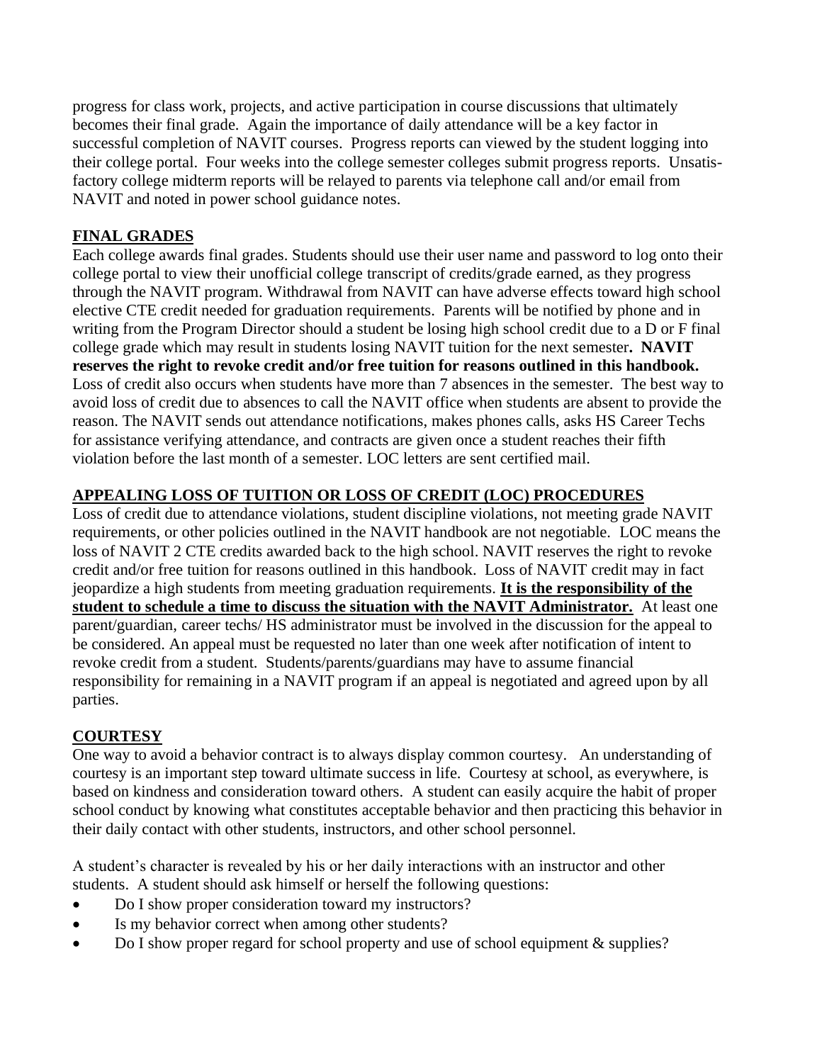progress for class work, projects, and active participation in course discussions that ultimately becomes their final grade. Again the importance of daily attendance will be a key factor in successful completion of NAVIT courses. Progress reports can viewed by the student logging into their college portal. Four weeks into the college semester colleges submit progress reports. Unsatisfactory college midterm reports will be relayed to parents via telephone call and/or email from NAVIT and noted in power school guidance notes.

## FINAL GRADES

Each college awards final grades. Students should use their user name and password to log onto their college portal to view their unofficial college transcript of credits/grade earned, as they progress through the NAVIT program. Withdrawal from NAVIT can have adverse effects toward high school elective CTE credit needed for graduation requirements. Parents will be notified by phone and in writing from the Program Director should a student be losing high school credit due to a D or F final college grade which may result in students losing NAVIT tuition for the next semester**. NAVIT reserves the right to revoke credit and/or free tuition for reasons outlined in this handbook.** Loss of credit also occurs when students have more than 7 absences in the semester. The best way to avoid loss of credit due to absences to call the NAVIT office when students are absent to provide the reason. The NAVIT sends out attendance notifications, makes phones calls, asks HS Career Techs for assistance verifying attendance, and contracts are given once a student reaches their fifth violation before the last month of a semester. LOC letters are sent certified mail.

## APPEALING LOSS OF TUITION OR LOSS OF CREDIT (LOC) PROCEDURES

Loss of credit due to attendance violations, student discipline violations, not meeting grade NAVIT requirements, or other policies outlined in the NAVIT handbook are not negotiable. LOC means the loss of NAVIT 2 CTE credits awarded back to the high school. NAVIT reserves the right to revoke credit and/or free tuition for reasons outlined in this handbook. Loss of NAVIT credit may in fact jeopardize a high students from meeting graduation requirements. **It is the responsibility of the student to schedule a time to discuss the situation with the NAVIT Administrator.** At least one parent/guardian, career techs/ HS administrator must be involved in the discussion for the appeal to be considered. An appeal must be requested no later than one week after notification of intent to revoke credit from a student. Students/parents/guardians may have to assume financial responsibility for remaining in a NAVIT program if an appeal is negotiated and agreed upon by all parties.

## COURTESY

One way to avoid a behavior contract is to always display common courtesy. An understanding of courtesy is an important step toward ultimate success in life. Courtesy at school, as everywhere, is based on kindness and consideration toward others. A student can easily acquire the habit of proper school conduct by knowing what constitutes acceptable behavior and then practicing this behavior in their daily contact with other students, instructors, and other school personnel.

A student's character is revealed by his or her daily interactions with an instructor and other students. A student should ask himself or herself the following questions:

- Do I show proper consideration toward my instructors?
- Is my behavior correct when among other students?
- Do I show proper regard for school property and use of school equipment & supplies?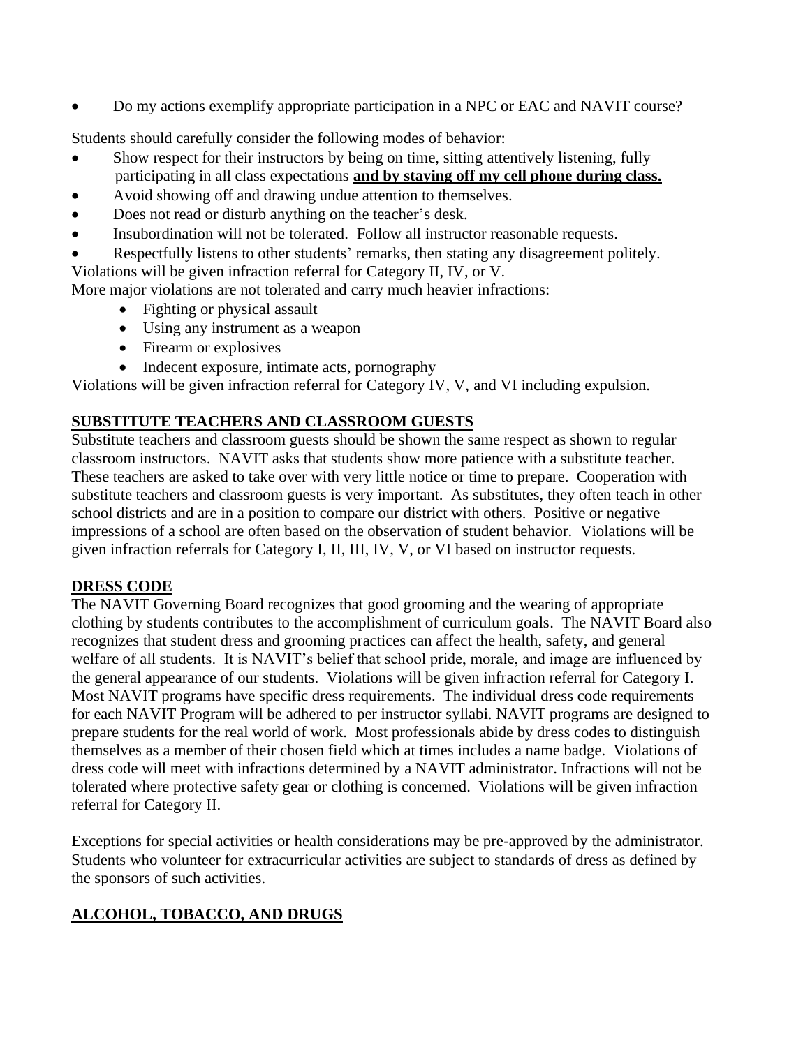- Do my actions exemplify appropriate participation in a NPC or EAC and NAVIT course?

Students should carefully consider the following modes of behavior:

- Show respect for their instructors by being on time, sitting attentively listening, fully participating in all class expectations **and by staying off my cell phone during class.**
- Avoid showing off and drawing undue attention to themselves.
- Does not read or disturb anything on the teacher's desk.
- Insubordination will not be tolerated. Follow all instructor reasonable requests.
- Respectfully listens to other students' remarks, then stating any disagreement politely.

Violations will be given infraction referral for Category II, IV, or V.

More major violations are not tolerated and carry much heavier infractions:

- Fighting or physical assault
- Using any instrument as a weapon
- Firearm or explosives
- Indecent exposure, intimate acts, pornography

Violations will be given infraction referral for Category IV, V, and VI including expulsion.

## SUBSTITUTE TEACHERS AND CLASSROOM GUESTS

Substitute teachers and classroom guests should be shown the same respect as shown to regular classroom instructors. NAVIT asks that students show more patience with a substitute teacher. These teachers are asked to take over with very little notice or time to prepare. Cooperation with substitute teachers and classroom guests is very important. As substitutes, they often teach in other school districts and are in a position to compare our district with others. Positive or negative impressions of a school are often based on the observation of student behavior. Violations will be given infraction referrals for Category I, II, III, IV, V, or VI based on instructor requests.

## DRESS CODE

The NAVIT Governing Board recognizes that good grooming and the wearing of appropriate clothing by students contributes to the accomplishment of curriculum goals. The NAVIT Board also recognizes that student dress and grooming practices can affect the health, safety, and general welfare of all students. It is NAVIT's belief that school pride, morale, and image are influenced by the general appearance of our students. Violations will be given infraction referral for Category I. Most NAVIT programs have specific dress requirements. The individual dress code requirements for each NAVIT Program will be adhered to per instructor syllabi. NAVIT programs are designed to prepare students for the real world of work. Most professionals abide by dress codes to distinguish themselves as a member of their chosen field which at times includes a name badge. Violations of dress code will meet with infractions determined by a NAVIT administrator. Infractions will not be tolerated where protective safety gear or clothing is concerned. Violations will be given infraction referral for Category II.

Exceptions for special activities or health considerations may be pre-approved by the administrator. Students who volunteer for extracurricular activities are subject to standards of dress as defined by the sponsors of such activities.

## ALCOHOL, TOBACCO, AND DRUGS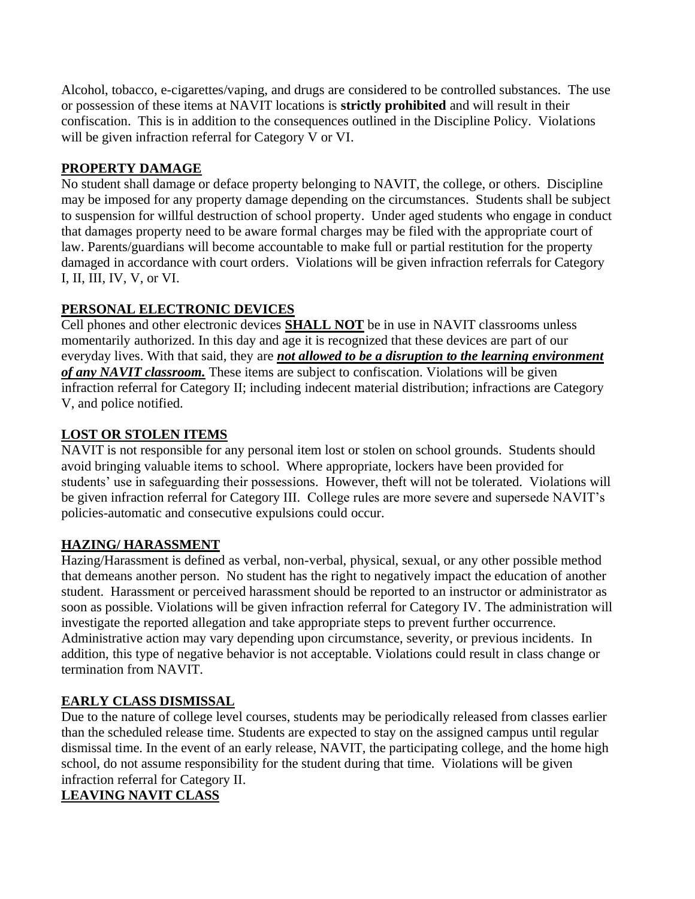Alcohol, tobacco, e-cigarettes/vaping, and drugs are considered to be controlled substances. The use or possession of these items at NAVIT locations is **strictly prohibited** and will result in their confiscation. This is in addition to the consequences outlined in the Discipline Policy. Violations will be given infraction referral for Category V or VI.

## PROPERTY DAMAGE

No student shall damage or deface property belonging to NAVIT, the college, or others. Discipline may be imposed for any property damage depending on the circumstances. Students shall be subject to suspension for willful destruction of school property. Under aged students who engage in conduct that damages property need to be aware formal charges may be filed with the appropriate court of law. Parents/guardians will become accountable to make full or partial restitution for the property damaged in accordance with court orders. Violations will be given infraction referrals for Category I, II, III, IV, V, or VI.

## PERSONAL ELECTRONIC DEVICES

Cell phones and other electronic devices **SHALL NOT** be in use in NAVIT classrooms unless momentarily authorized. In this day and age it is recognized that these devices are part of our everyday lives. With that said, they are ***not allowed to be a disruption to the learning environment of any NAVIT classroom.*** These items are subject to confiscation. Violations will be given infraction referral for Category II; including indecent material distribution; infractions are Category V, and police notified.

## LOST OR STOLEN ITEMS

NAVIT is not responsible for any personal item lost or stolen on school grounds. Students should avoid bringing valuable items to school. Where appropriate, lockers have been provided for students' use in safeguarding their possessions. However, theft will not be tolerated. Violations will be given infraction referral for Category III. College rules are more severe and supersede NAVIT's policies-automatic and consecutive expulsions could occur.

## HAZING/ HARASSMENT

Hazing/Harassment is defined as verbal, non-verbal, physical, sexual, or any other possible method that demeans another person. No student has the right to negatively impact the education of another student. Harassment or perceived harassment should be reported to an instructor or administrator as soon as possible. Violations will be given infraction referral for Category IV. The administration will investigate the reported allegation and take appropriate steps to prevent further occurrence. Administrative action may vary depending upon circumstance, severity, or previous incidents. In addition, this type of negative behavior is not acceptable. Violations could result in class change or termination from NAVIT.

## EARLY CLASS DISMISSAL

Due to the nature of college level courses, students may be periodically released from classes earlier than the scheduled release time. Students are expected to stay on the assigned campus until regular dismissal time. In the event of an early release, NAVIT, the participating college, and the home high school, do not assume responsibility for the student during that time. Violations will be given infraction referral for Category II.

## LEAVING NAVIT CLASS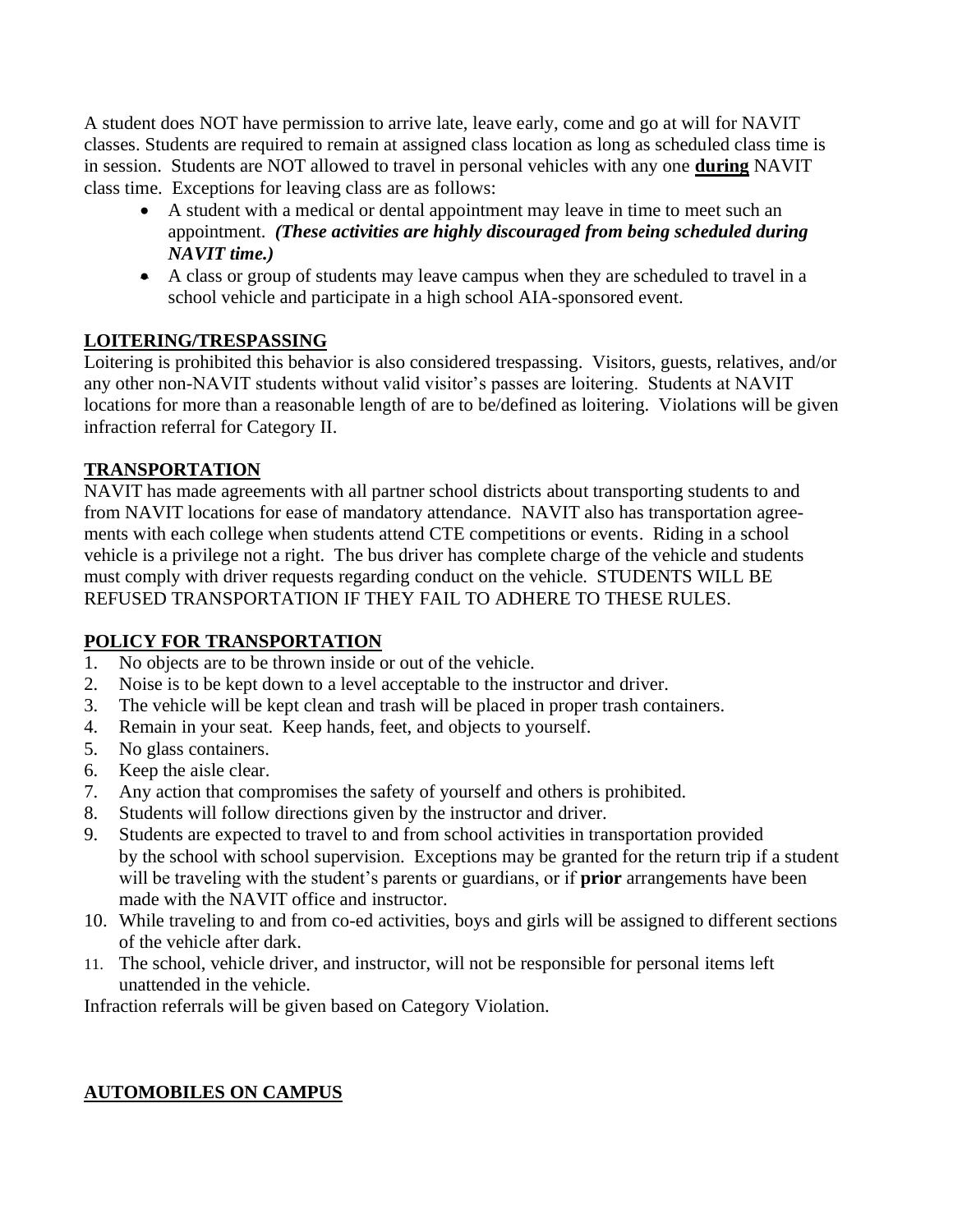A student does NOT have permission to arrive late, leave early, come and go at will for NAVIT classes. Students are required to remain at assigned class location as long as scheduled class time is in session. Students are NOT allowed to travel in personal vehicles with any one **during** NAVIT class time. Exceptions for leaving class are as follows:

- A student with a medical or dental appointment may leave in time to meet such an appointment. ***(These activities are highly discouraged from being scheduled during NAVIT time.)***
- A class or group of students may leave campus when they are scheduled to travel in a school vehicle and participate in a high school AIA-sponsored event.

## LOITERING/TRESPASSING

Loitering is prohibited this behavior is also considered trespassing. Visitors, guests, relatives, and/or any other non-NAVIT students without valid visitor's passes are loitering. Students at NAVIT locations for more than a reasonable length of are to be/defined as loitering. Violations will be given infraction referral for Category II.

## TRANSPORTATION

NAVIT has made agreements with all partner school districts about transporting students to and from NAVIT locations for ease of mandatory attendance. NAVIT also has transportation agreements with each college when students attend CTE competitions or events. Riding in a school vehicle is a privilege not a right. The bus driver has complete charge of the vehicle and students must comply with driver requests regarding conduct on the vehicle. STUDENTS WILL BE REFUSED TRANSPORTATION IF THEY FAIL TO ADHERE TO THESE RULES.

## POLICY FOR TRANSPORTATION

1. No objects are to be thrown inside or out of the vehicle.
2. Noise is to be kept down to a level acceptable to the instructor and driver.
3. The vehicle will be kept clean and trash will be placed in proper trash containers.
4. Remain in your seat. Keep hands, feet, and objects to yourself.
5. No glass containers.
6. Keep the aisle clear.
7. Any action that compromises the safety of yourself and others is prohibited.
8. Students will follow directions given by the instructor and driver.
9. Students are expected to travel to and from school activities in transportation provided by the school with school supervision. Exceptions may be granted for the return trip if a student will be traveling with the student's parents or guardians, or if **prior** arrangements have been made with the NAVIT office and instructor.
10. While traveling to and from co-ed activities, boys and girls will be assigned to different sections of the vehicle after dark.
11. The school, vehicle driver, and instructor, will not be responsible for personal items left unattended in the vehicle.

Infraction referrals will be given based on Category Violation.

## AUTOMOBILES ON CAMPUS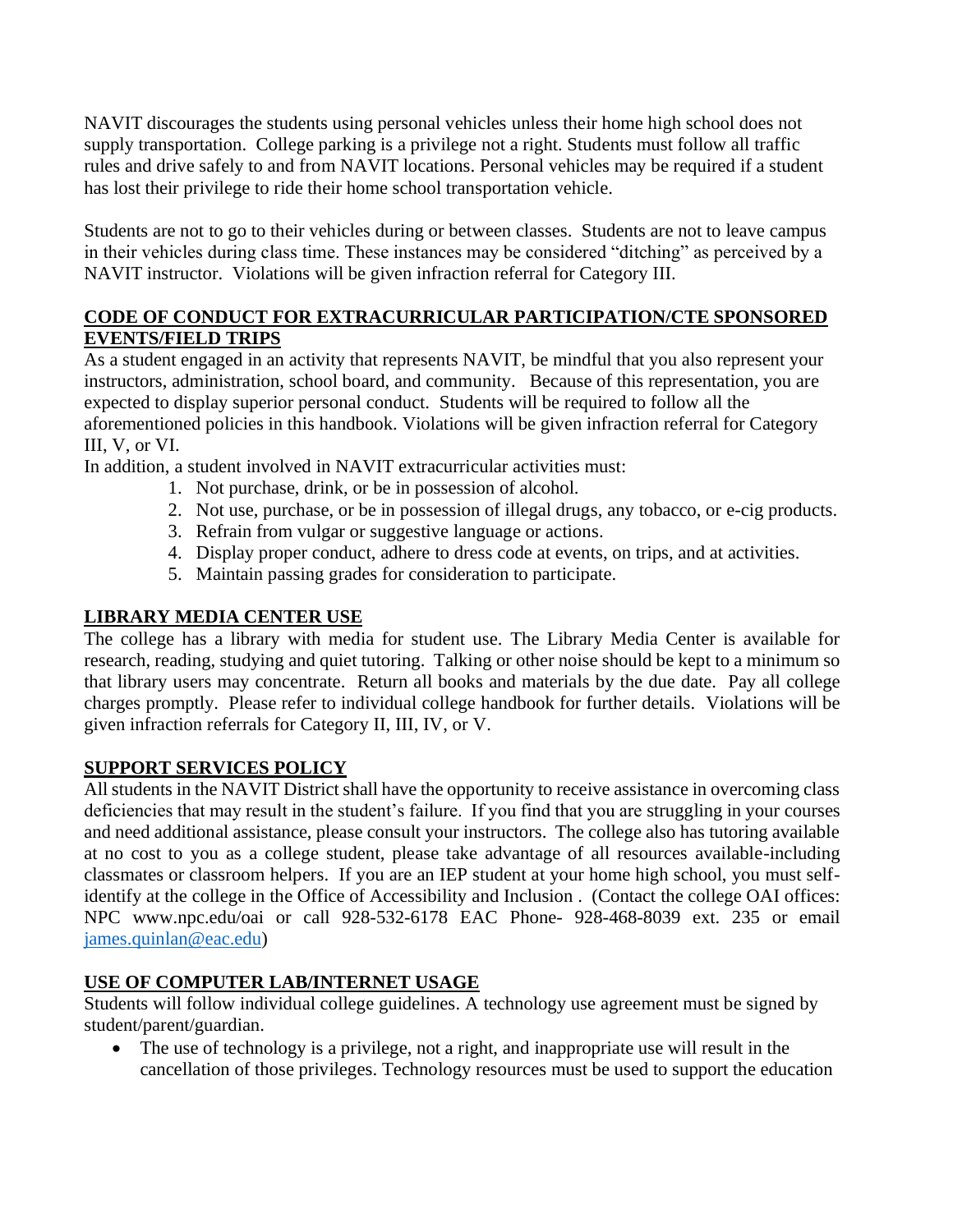NAVIT discourages the students using personal vehicles unless their home high school does not supply transportation. College parking is a privilege not a right. Students must follow all traffic rules and drive safely to and from NAVIT locations. Personal vehicles may be required if a student has lost their privilege to ride their home school transportation vehicle.

Students are not to go to their vehicles during or between classes. Students are not to leave campus in their vehicles during class time. These instances may be considered "ditching" as perceived by a NAVIT instructor. Violations will be given infraction referral for Category III.

## CODE OF CONDUCT FOR EXTRACURRICULAR PARTICIPATION/CTE SPONSORED EVENTS/FIELD TRIPS

As a student engaged in an activity that represents NAVIT, be mindful that you also represent your instructors, administration, school board, and community. Because of this representation, you are expected to display superior personal conduct. Students will be required to follow all the aforementioned policies in this handbook. Violations will be given infraction referral for Category III, V, or VI.

In addition, a student involved in NAVIT extracurricular activities must:

1. Not purchase, drink, or be in possession of alcohol.
2. Not use, purchase, or be in possession of illegal drugs, any tobacco, or e-cig products.
3. Refrain from vulgar or suggestive language or actions.
4. Display proper conduct, adhere to dress code at events, on trips, and at activities.
5. Maintain passing grades for consideration to participate.

## LIBRARY MEDIA CENTER USE

The college has a library with media for student use. The Library Media Center is available for research, reading, studying and quiet tutoring. Talking or other noise should be kept to a minimum so that library users may concentrate. Return all books and materials by the due date. Pay all college charges promptly. Please refer to individual college handbook for further details. Violations will be given infraction referrals for Category II, III, IV, or V.

## SUPPORT SERVICES POLICY

All students in the NAVIT District shall have the opportunity to receive assistance in overcoming class deficiencies that may result in the student's failure. If you find that you are struggling in your courses and need additional assistance, please consult your instructors. The college also has tutoring available at no cost to you as a college student, please take advantage of all resources available-including classmates or classroom helpers. If you are an IEP student at your home high school, you must self-identify at the college in the Office of Accessibility and Inclusion . (Contact the college OAI offices: NPC www.npc.edu/oai or call 928-532-6178 EAC Phone- 928-468-8039 ext. 235 or email james.quinlan@eac.edu)

## USE OF COMPUTER LAB/INTERNET USAGE

Students will follow individual college guidelines. A technology use agreement must be signed by student/parent/guardian.

- The use of technology is a privilege, not a right, and inappropriate use will result in the cancellation of those privileges. Technology resources must be used to support the education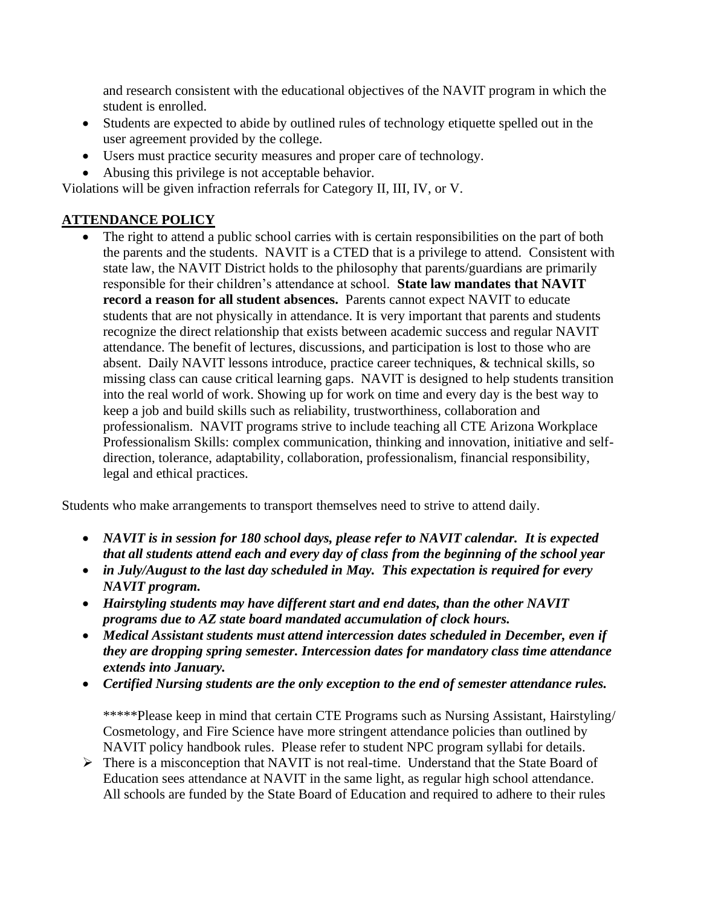and research consistent with the educational objectives of the NAVIT program in which the student is enrolled.

- Students are expected to abide by outlined rules of technology etiquette spelled out in the user agreement provided by the college.
- Users must practice security measures and proper care of technology.
- Abusing this privilege is not acceptable behavior.

Violations will be given infraction referrals for Category II, III, IV, or V.

## ATTENDANCE POLICY

- The right to attend a public school carries with is certain responsibilities on the part of both the parents and the students. NAVIT is a CTED that is a privilege to attend. Consistent with state law, the NAVIT District holds to the philosophy that parents/guardians are primarily responsible for their children's attendance at school. **State law mandates that NAVIT record a reason for all student absences.** Parents cannot expect NAVIT to educate students that are not physically in attendance. It is very important that parents and students recognize the direct relationship that exists between academic success and regular NAVIT attendance. The benefit of lectures, discussions, and participation is lost to those who are absent. Daily NAVIT lessons introduce, practice career techniques, & technical skills, so missing class can cause critical learning gaps. NAVIT is designed to help students transition into the real world of work. Showing up for work on time and every day is the best way to keep a job and build skills such as reliability, trustworthiness, collaboration and professionalism. NAVIT programs strive to include teaching all CTE Arizona Workplace Professionalism Skills: complex communication, thinking and innovation, initiative and self-direction, tolerance, adaptability, collaboration, professionalism, financial responsibility, legal and ethical practices.

Students who make arrangements to transport themselves need to strive to attend daily.

- ***NAVIT is in session for 180 school days, please refer to NAVIT calendar. It is expected that all students attend each and every day of class from the beginning of the school year***
- ***in July/August to the last day scheduled in May. This expectation is required for every NAVIT program.***
- ***Hairstyling students may have different start and end dates, than the other NAVIT programs due to AZ state board mandated accumulation of clock hours.***
- ***Medical Assistant students must attend intercession dates scheduled in December, even if they are dropping spring semester. Intercession dates for mandatory class time attendance extends into January.***
- ***Certified Nursing students are the only exception to the end of semester attendance rules.***

  *****Please keep in mind that certain CTE Programs such as Nursing Assistant, Hairstyling/ Cosmetology, and Fire Science have more stringent attendance policies than outlined by NAVIT policy handbook rules. Please refer to student NPC program syllabi for details.

- ➢ There is a misconception that NAVIT is not real-time. Understand that the State Board of Education sees attendance at NAVIT in the same light, as regular high school attendance. All schools are funded by the State Board of Education and required to adhere to their rules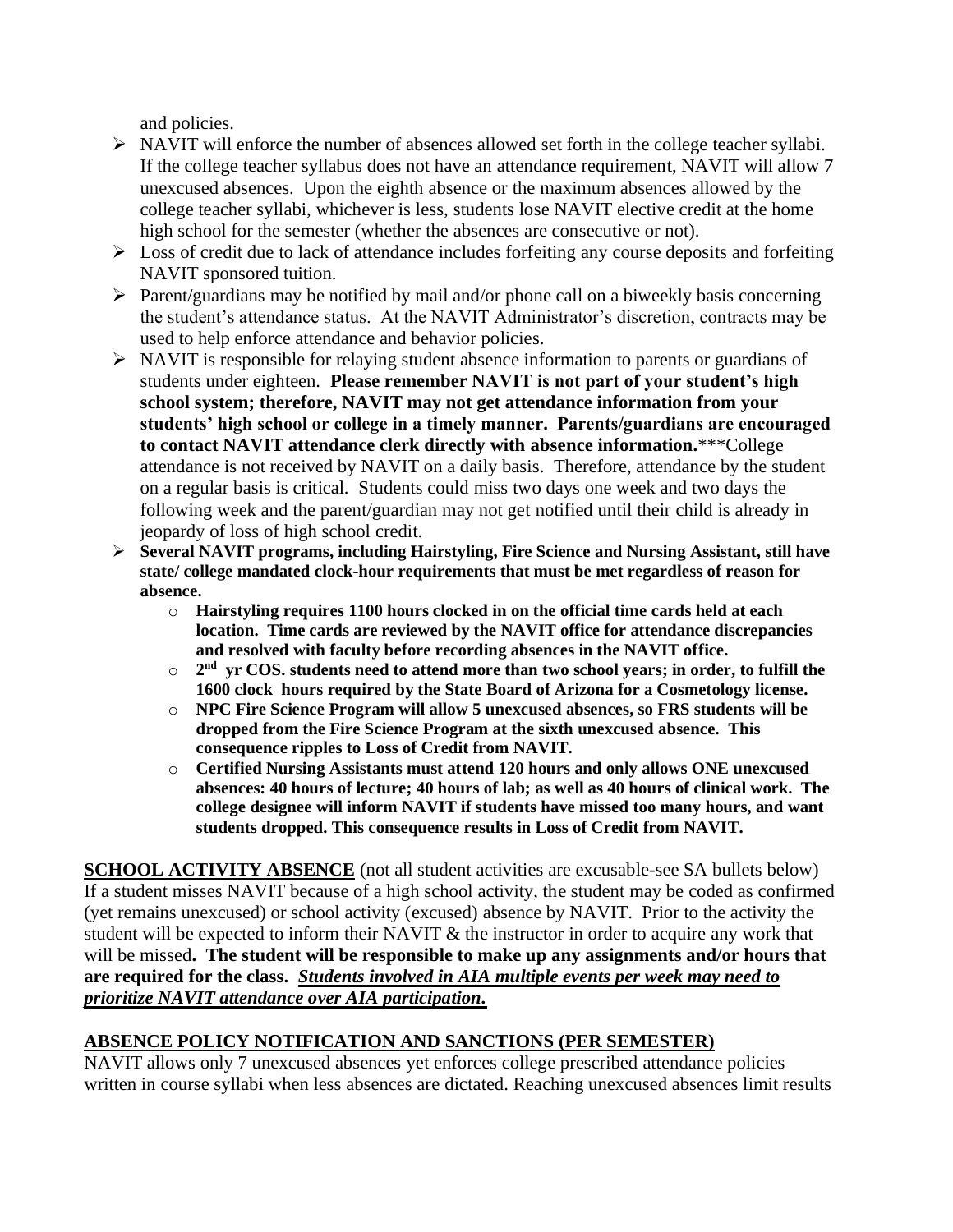and policies.

- NAVIT will enforce the number of absences allowed set forth in the college teacher syllabi. If the college teacher syllabus does not have an attendance requirement, NAVIT will allow 7 unexcused absences. Upon the eighth absence or the maximum absences allowed by the college teacher syllabi, whichever is less, students lose NAVIT elective credit at the home high school for the semester (whether the absences are consecutive or not).
- Loss of credit due to lack of attendance includes forfeiting any course deposits and forfeiting NAVIT sponsored tuition.
- Parent/guardians may be notified by mail and/or phone call on a biweekly basis concerning the student's attendance status. At the NAVIT Administrator's discretion, contracts may be used to help enforce attendance and behavior policies.
- NAVIT is responsible for relaying student absence information to parents or guardians of students under eighteen. **Please remember NAVIT is not part of your student's high school system; therefore, NAVIT may not get attendance information from your students' high school or college in a timely manner. Parents/guardians are encouraged to contact NAVIT attendance clerk directly with absence information.** ***College attendance is not received by NAVIT on a daily basis. Therefore, attendance by the student on a regular basis is critical. Students could miss two days one week and two days the following week and the parent/guardian may not get notified until their child is already in jeopardy of loss of high school credit.
- **Several NAVIT programs, including Hairstyling, Fire Science and Nursing Assistant, still have state/ college mandated clock-hour requirements that must be met regardless of reason for absence.**
  - **Hairstyling requires 1100 hours clocked in on the official time cards held at each location. Time cards are reviewed by the NAVIT office for attendance discrepancies and resolved with faculty before recording absences in the NAVIT office.**
  - **2nd yr COS. students need to attend more than two school years; in order, to fulfill the 1600 clock hours required by the State Board of Arizona for a Cosmetology license.**
  - **NPC Fire Science Program will allow 5 unexcused absences, so FRS students will be dropped from the Fire Science Program at the sixth unexcused absence. This consequence ripples to Loss of Credit from NAVIT.**
  - **Certified Nursing Assistants must attend 120 hours and only allows ONE unexcused absences: 40 hours of lecture; 40 hours of lab; as well as 40 hours of clinical work. The college designee will inform NAVIT if students have missed too many hours, and want students dropped. This consequence results in Loss of Credit from NAVIT.**

**SCHOOL ACTIVITY ABSENCE** (not all student activities are excusable-see SA bullets below)
If a student misses NAVIT because of a high school activity, the student may be coded as confirmed (yet remains unexcused) or school activity (excused) absence by NAVIT. Prior to the activity the student will be expected to inform their NAVIT & the instructor in order to acquire any work that will be missed**. The student will be responsible to make up any assignments and/or hours that are required for the class.** ***Students involved in AIA multiple events per week may need to prioritize NAVIT attendance over AIA participation.***

**ABSENCE POLICY NOTIFICATION AND SANCTIONS (PER SEMESTER)**

NAVIT allows only 7 unexcused absences yet enforces college prescribed attendance policies written in course syllabi when less absences are dictated. Reaching unexcused absences limit results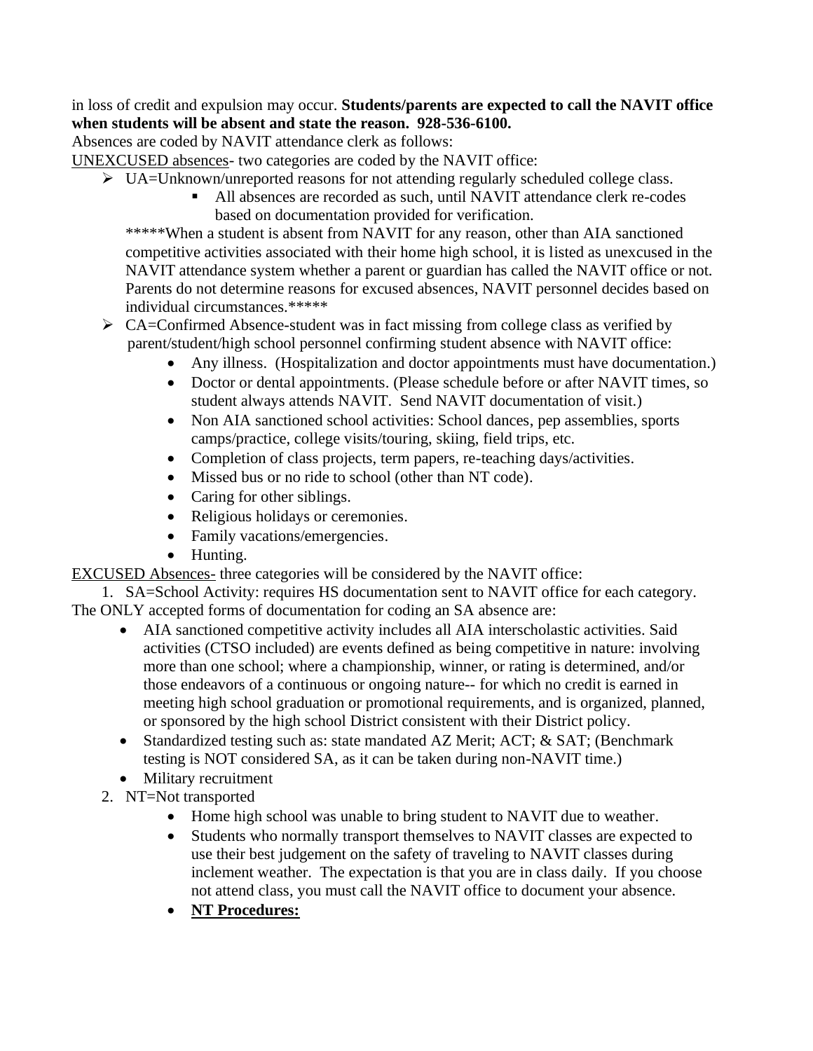in loss of credit and expulsion may occur. **Students/parents are expected to call the NAVIT office when students will be absent and state the reason. 928-536-6100.**

Absences are coded by NAVIT attendance clerk as follows:

<u>UNEXCUSED absences</u>- two categories are coded by the NAVIT office:

- UA=Unknown/unreported reasons for not attending regularly scheduled college class.
    - All absences are recorded as such, until NAVIT attendance clerk re-codes based on documentation provided for verification.

  *****When a student is absent from NAVIT for any reason, other than AIA sanctioned competitive activities associated with their home high school, it is listed as unexcused in the NAVIT attendance system whether a parent or guardian has called the NAVIT office or not. Parents do not determine reasons for excused absences, NAVIT personnel decides based on individual circumstances.*****

- CA=Confirmed Absence-student was in fact missing from college class as verified by parent/student/high school personnel confirming student absence with NAVIT office:
    - Any illness. (Hospitalization and doctor appointments must have documentation.)
    - Doctor or dental appointments. (Please schedule before or after NAVIT times, so student always attends NAVIT. Send NAVIT documentation of visit.)
    - Non AIA sanctioned school activities: School dances, pep assemblies, sports camps/practice, college visits/touring, skiing, field trips, etc.
    - Completion of class projects, term papers, re-teaching days/activities.
    - Missed bus or no ride to school (other than NT code).
    - Caring for other siblings.
    - Religious holidays or ceremonies.
    - Family vacations/emergencies.
    - Hunting.

<u>EXCUSED Absences-</u> three categories will be considered by the NAVIT office:

1. SA=School Activity: requires HS documentation sent to NAVIT office for each category. The ONLY accepted forms of documentation for coding an SA absence are:
    - AIA sanctioned competitive activity includes all AIA interscholastic activities. Said activities (CTSO included) are events defined as being competitive in nature: involving more than one school; where a championship, winner, or rating is determined, and/or those endeavors of a continuous or ongoing nature-- for which no credit is earned in meeting high school graduation or promotional requirements, and is organized, planned, or sponsored by the high school District consistent with their District policy.
    - Standardized testing such as: state mandated AZ Merit; ACT; & SAT; (Benchmark testing is NOT considered SA, as it can be taken during non-NAVIT time.)
    - Military recruitment
2. NT=Not transported
    - Home high school was unable to bring student to NAVIT due to weather.
    - Students who normally transport themselves to NAVIT classes are expected to use their best judgement on the safety of traveling to NAVIT classes during inclement weather. The expectation is that you are in class daily. If you choose not attend class, you must call the NAVIT office to document your absence.
    - **<u>NT Procedures:</u>**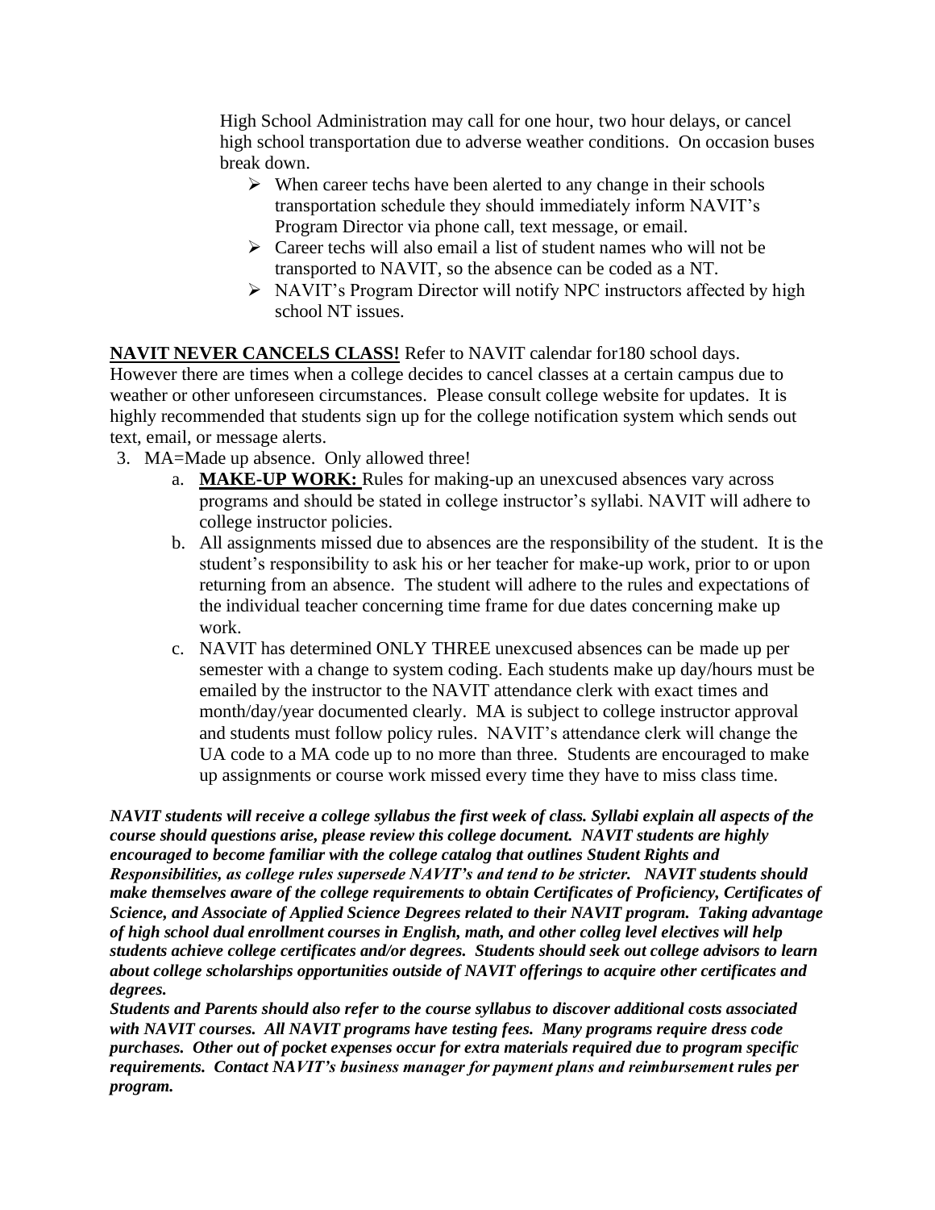High School Administration may call for one hour, two hour delays, or cancel high school transportation due to adverse weather conditions. On occasion buses break down.

- When career techs have been alerted to any change in their schools transportation schedule they should immediately inform NAVIT's Program Director via phone call, text message, or email.
- Career techs will also email a list of student names who will not be transported to NAVIT, so the absence can be coded as a NT.
- NAVIT's Program Director will notify NPC instructors affected by high school NT issues.

**NAVIT NEVER CANCELS CLASS!** Refer to NAVIT calendar for180 school days. However there are times when a college decides to cancel classes at a certain campus due to weather or other unforeseen circumstances. Please consult college website for updates. It is highly recommended that students sign up for the college notification system which sends out text, email, or message alerts.

3. MA=Made up absence. Only allowed three!
   a. **MAKE-UP WORK:** Rules for making-up an unexcused absences vary across programs and should be stated in college instructor's syllabi. NAVIT will adhere to college instructor policies.
   b. All assignments missed due to absences are the responsibility of the student. It is the student's responsibility to ask his or her teacher for make-up work, prior to or upon returning from an absence. The student will adhere to the rules and expectations of the individual teacher concerning time frame for due dates concerning make up work.
   c. NAVIT has determined ONLY THREE unexcused absences can be made up per semester with a change to system coding. Each students make up day/hours must be emailed by the instructor to the NAVIT attendance clerk with exact times and month/day/year documented clearly. MA is subject to college instructor approval and students must follow policy rules. NAVIT's attendance clerk will change the UA code to a MA code up to no more than three. Students are encouraged to make up assignments or course work missed every time they have to miss class time.

***NAVIT students will receive a college syllabus the first week of class. Syllabi explain all aspects of the course should questions arise, please review this college document. NAVIT students are highly encouraged to become familiar with the college catalog that outlines Student Rights and Responsibilities, as college rules supersede NAVIT's and tend to be stricter. NAVIT students should make themselves aware of the college requirements to obtain Certificates of Proficiency, Certificates of Science, and Associate of Applied Science Degrees related to their NAVIT program. Taking advantage of high school dual enrollment courses in English, math, and other colleg level electives will help students achieve college certificates and/or degrees. Students should seek out college advisors to learn about college scholarships opportunities outside of NAVIT offerings to acquire other certificates and degrees.***

***Students and Parents should also refer to the course syllabus to discover additional costs associated with NAVIT courses. All NAVIT programs have testing fees. Many programs require dress code purchases. Other out of pocket expenses occur for extra materials required due to program specific requirements. Contact NAVIT's business manager for payment plans and reimbursement rules per program.***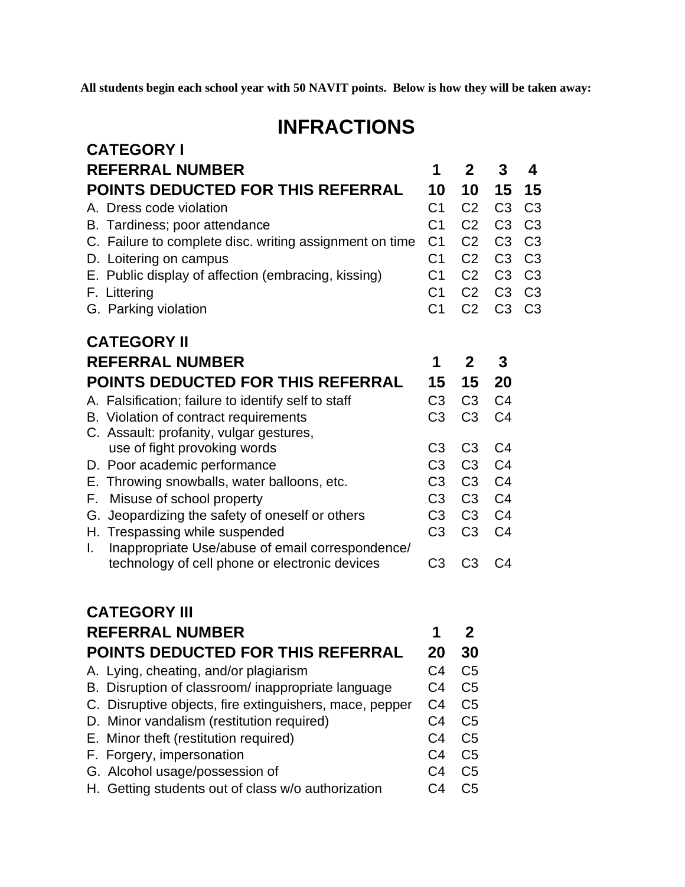**All students begin each school year with 50 NAVIT points. Below is how they will be taken away:**

# INFRACTIONS

## CATEGORY I

| REFERRAL NUMBER | 1 | 2 | 3 | 4 |
|---|---|---|---|---|
| **POINTS DEDUCTED FOR THIS REFERRAL** | **10** | **10** | **15** | **15** |
| A. Dress code violation | C1 | C2 | C3 | C3 |
| B. Tardiness; poor attendance | C1 | C2 | C3 | C3 |
| C. Failure to complete disc. writing assignment on time | C1 | C2 | C3 | C3 |
| D. Loitering on campus | C1 | C2 | C3 | C3 |
| E. Public display of affection (embracing, kissing) | C1 | C2 | C3 | C3 |
| F. Littering | C1 | C2 | C3 | C3 |
| G. Parking violation | C1 | C2 | C3 | C3 |

## CATEGORY II

| REFERRAL NUMBER | 1 | 2 | 3 |
|---|---|---|---|
| **POINTS DEDUCTED FOR THIS REFERRAL** | **15** | **15** | **20** |
| A. Falsification; failure to identify self to staff | C3 | C3 | C4 |
| B. Violation of contract requirements | C3 | C3 | C4 |
| C. Assault: profanity, vulgar gestures, use of fight provoking words | C3 | C3 | C4 |
| D. Poor academic performance | C3 | C3 | C4 |
| E. Throwing snowballs, water balloons, etc. | C3 | C3 | C4 |
| F. Misuse of school property | C3 | C3 | C4 |
| G. Jeopardizing the safety of oneself or others | C3 | C3 | C4 |
| H. Trespassing while suspended | C3 | C3 | C4 |
| I. Inappropriate Use/abuse of email correspondence/ technology of cell phone or electronic devices | C3 | C3 | C4 |

## CATEGORY III

| REFERRAL NUMBER | 1 | 2 |
|---|---|---|
| **POINTS DEDUCTED FOR THIS REFERRAL** | **20** | **30** |
| A. Lying, cheating, and/or plagiarism | C4 | C5 |
| B. Disruption of classroom/ inappropriate language | C4 | C5 |
| C. Disruptive objects, fire extinguishers, mace, pepper | C4 | C5 |
| D. Minor vandalism (restitution required) | C4 | C5 |
| E. Minor theft (restitution required) | C4 | C5 |
| F. Forgery, impersonation | C4 | C5 |
| G. Alcohol usage/possession of | C4 | C5 |
| H. Getting students out of class w/o authorization | C4 | C5 |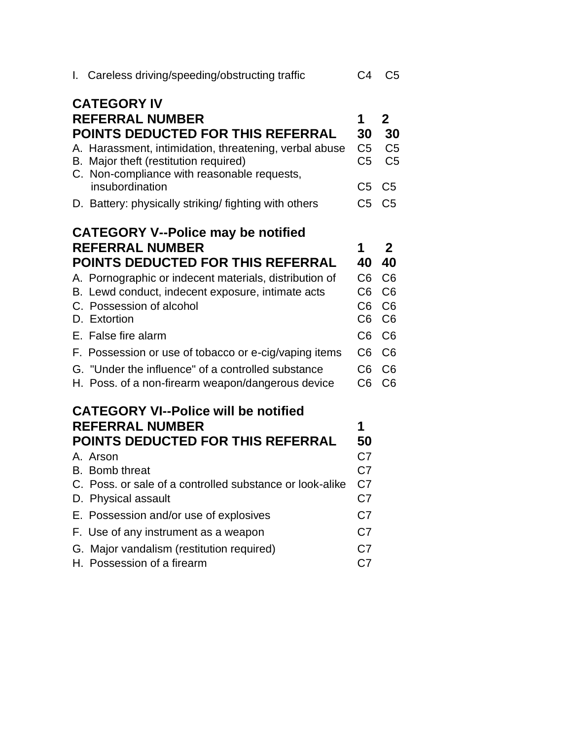| I. Careless driving/speeding/obstructing traffic | C4 | C5 |
|---|---|---|

| **CATEGORY IV** | | |
|---|---|---|
| **REFERRAL NUMBER** | **1** | **2** |
| **POINTS DEDUCTED FOR THIS REFERRAL** | **30** | **30** |
| A. Harassment, intimidation, threatening, verbal abuse | C5 | C5 |
| B. Major theft (restitution required) | C5 | C5 |
| C. Non-compliance with reasonable requests, insubordination | C5 | C5 |
| D. Battery: physically striking/ fighting with others | C5 | C5 |

| **CATEGORY V--Police may be notified** | | |
|---|---|---|
| **REFERRAL NUMBER** | **1** | **2** |
| **POINTS DEDUCTED FOR THIS REFERRAL** | **40** | **40** |
| A. Pornographic or indecent materials, distribution of | C6 | C6 |
| B. Lewd conduct, indecent exposure, intimate acts | C6 | C6 |
| C. Possession of alcohol | C6 | C6 |
| D. Extortion | C6 | C6 |
| E. False fire alarm | C6 | C6 |
| F. Possession or use of tobacco or e-cig/vaping items | C6 | C6 |
| G. "Under the influence" of a controlled substance | C6 | C6 |
| H. Poss. of a non-firearm weapon/dangerous device | C6 | C6 |

| **CATEGORY VI--Police will be notified** | |
|---|---|
| **REFERRAL NUMBER** | **1** |
| **POINTS DEDUCTED FOR THIS REFERRAL** | **50** |
| A. Arson | C7 |
| B. Bomb threat | C7 |
| C. Poss. or sale of a controlled substance or look-alike | C7 |
| D. Physical assault | C7 |
| E. Possession and/or use of explosives | C7 |
| F. Use of any instrument as a weapon | C7 |
| G. Major vandalism (restitution required) | C7 |
| H. Possession of a firearm | C7 |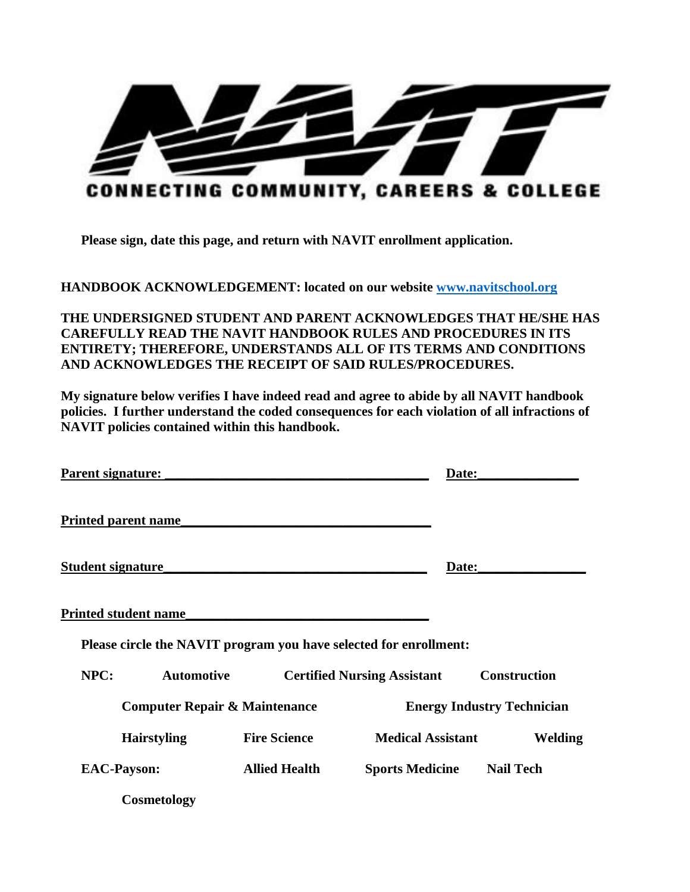CONNECTING COMMUNITY, CAREERS & COLLEGE

**Please sign, date this page, and return with NAVIT enrollment application.**

**HANDBOOK ACKNOWLEDGEMENT: located on our website [www.navitschool.org](http://www.navitschool.org)**

**THE UNDERSIGNED STUDENT AND PARENT ACKNOWLEDGES THAT HE/SHE HAS CAREFULLY READ THE NAVIT HANDBOOK RULES AND PROCEDURES IN ITS ENTIRETY; THEREFORE, UNDERSTANDS ALL OF ITS TERMS AND CONDITIONS AND ACKNOWLEDGES THE RECEIPT OF SAID RULES/PROCEDURES.**

**My signature below verifies I have indeed read and agree to abide by all NAVIT handbook policies. I further understand the coded consequences for each violation of all infractions of NAVIT policies contained within this handbook.**

**Parent signature: ______________________________________ Date:_____________**

**Printed parent name____________________________________**

**Student signature______________________________________ Date:______________**

**Printed student name___________________________________**

**Please circle the NAVIT program you have selected for enrollment:**

**NPC:** **Automotive** **Certified Nursing Assistant** **Construction**

**Computer Repair & Maintenance** **Energy Industry Technician**

**Hairstyling** **Fire Science** **Medical Assistant** **Welding**

**EAC-Payson:** **Allied Health** **Sports Medicine** **Nail Tech**

**Cosmetology**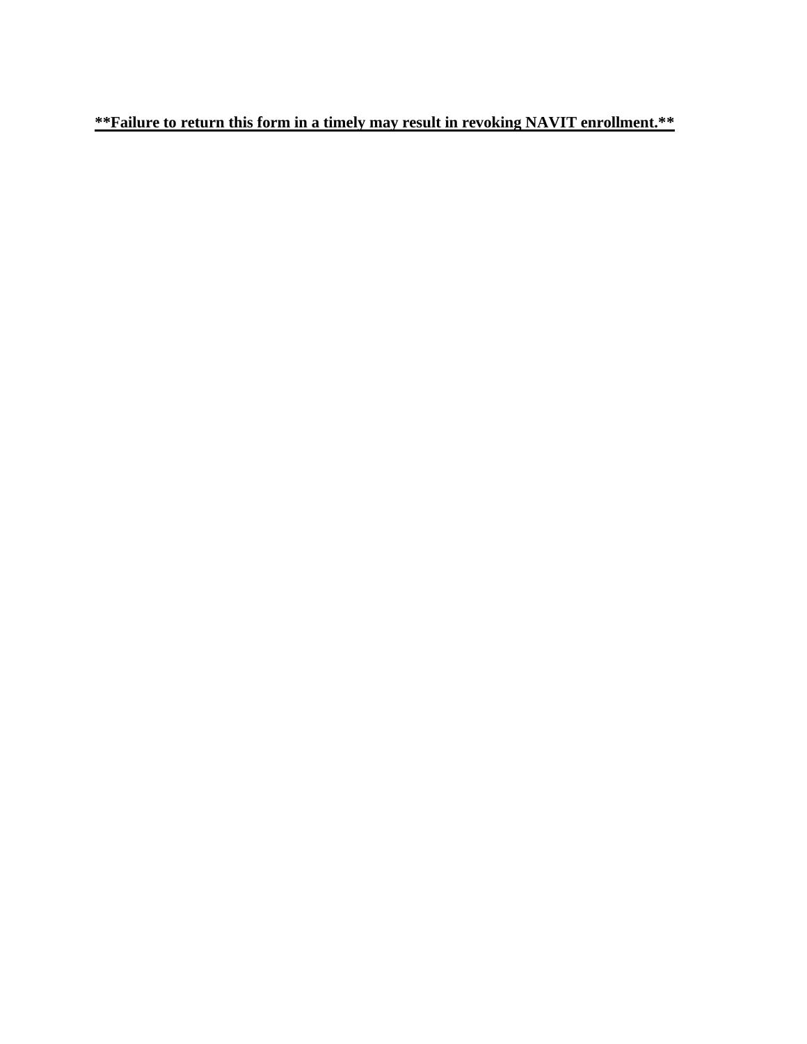**<u>**Failure to return this form in a timely may result in revoking NAVIT enrollment.**</u>**